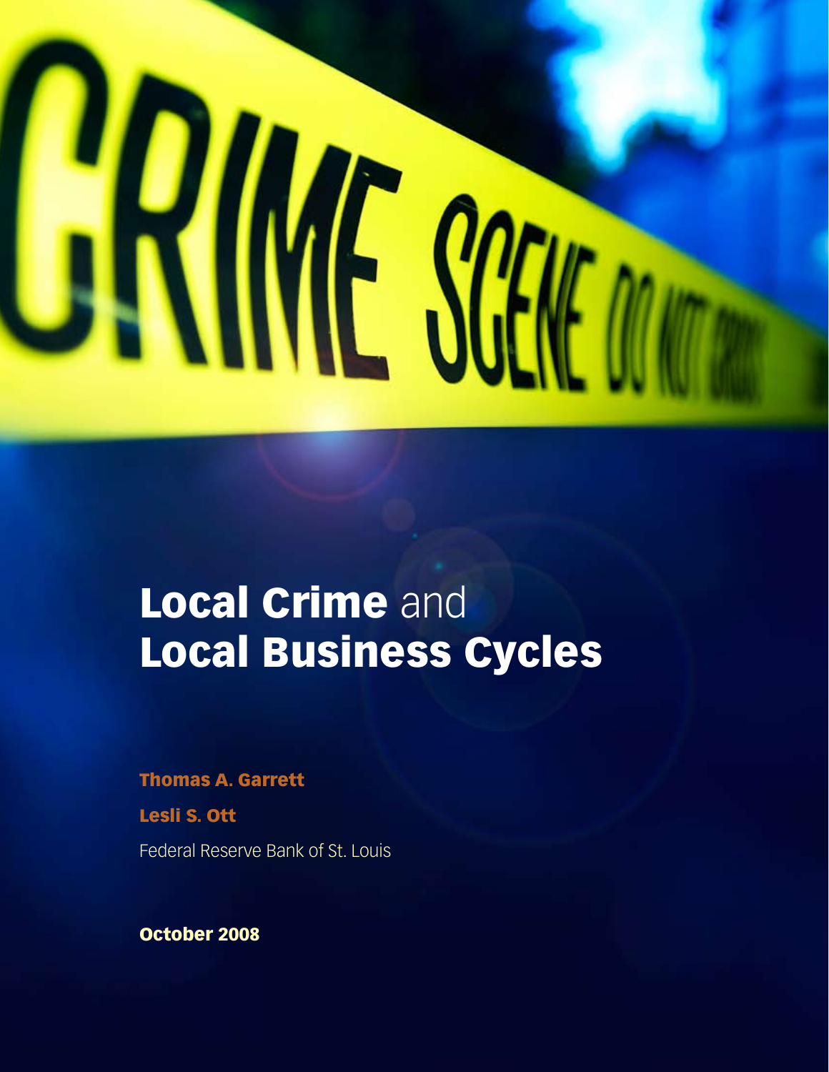# Local Crime and Local Business Cycles

**Thomas A. Garrett**

**Lesli S. Ott**

Federal Reserve Bank of St. Louis

**October 2008**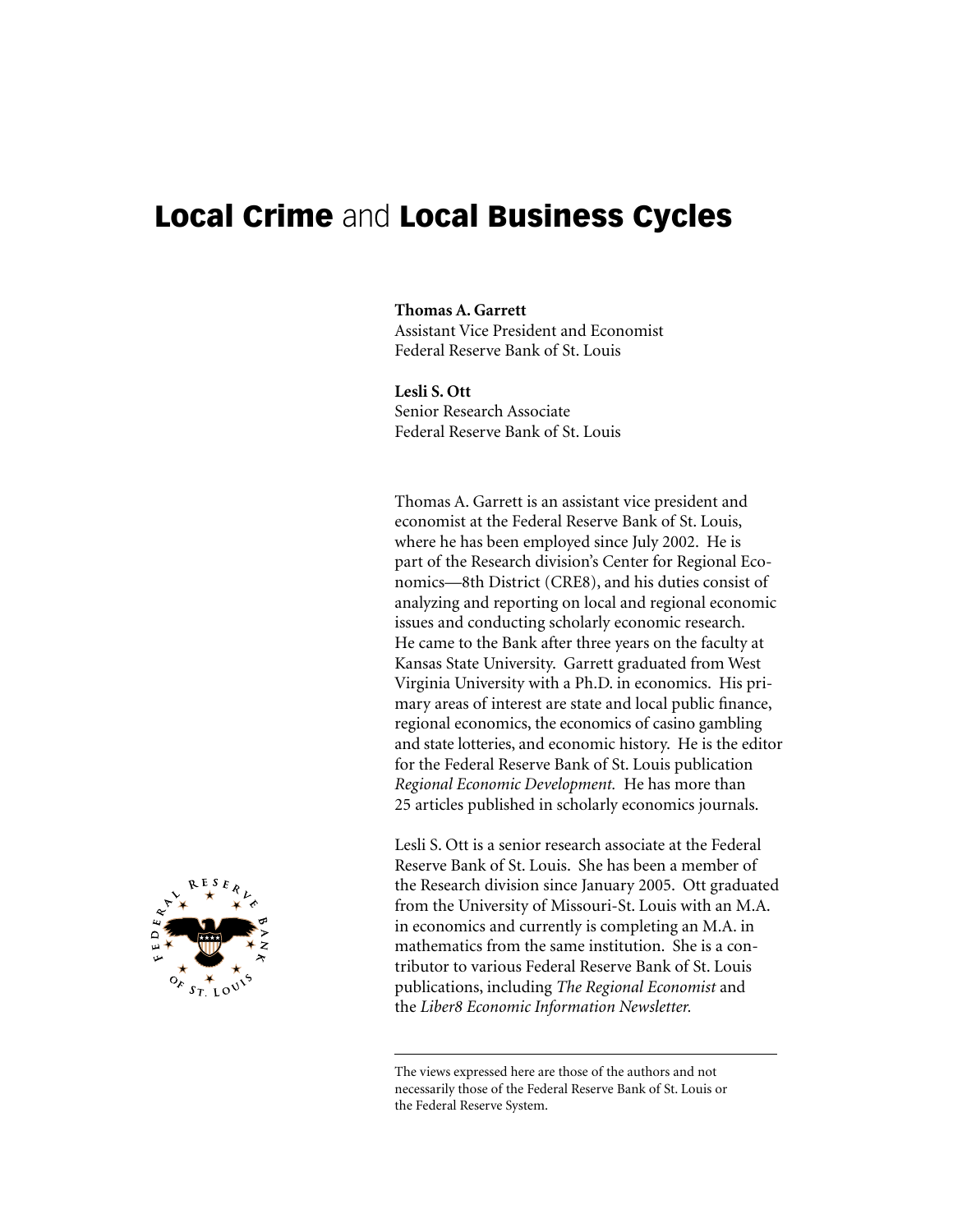# **Local Crime** and **Local Business Cycles**

**Thomas A. Garrett**
Assistant Vice President and Economist
Federal Reserve Bank of St. Louis

**Lesli S. Ott**
Senior Research Associate
Federal Reserve Bank of St. Louis

Thomas A. Garrett is an assistant vice president and economist at the Federal Reserve Bank of St. Louis, where he has been employed since July 2002. He is part of the Research division's Center for Regional Economics—8th District (CRE8), and his duties consist of analyzing and reporting on local and regional economic issues and conducting scholarly economic research. He came to the Bank after three years on the faculty at Kansas State University. Garrett graduated from West Virginia University with a Ph.D. in economics. His primary areas of interest are state and local public finance, regional economics, the economics of casino gambling and state lotteries, and economic history. He is the editor for the Federal Reserve Bank of St. Louis publication *Regional Economic Development.* He has more than 25 articles published in scholarly economics journals.

Lesli S. Ott is a senior research associate at the Federal Reserve Bank of St. Louis. She has been a member of the Research division since January 2005. Ott graduated from the University of Missouri-St. Louis with an M.A. in economics and currently is completing an M.A. in mathematics from the same institution. She is a contributor to various Federal Reserve Bank of St. Louis publications, including *The Regional Economist* and the *Liber8 Economic Information Newsletter.*

---

The views expressed here are those of the authors and not necessarily those of the Federal Reserve Bank of St. Louis or the Federal Reserve System.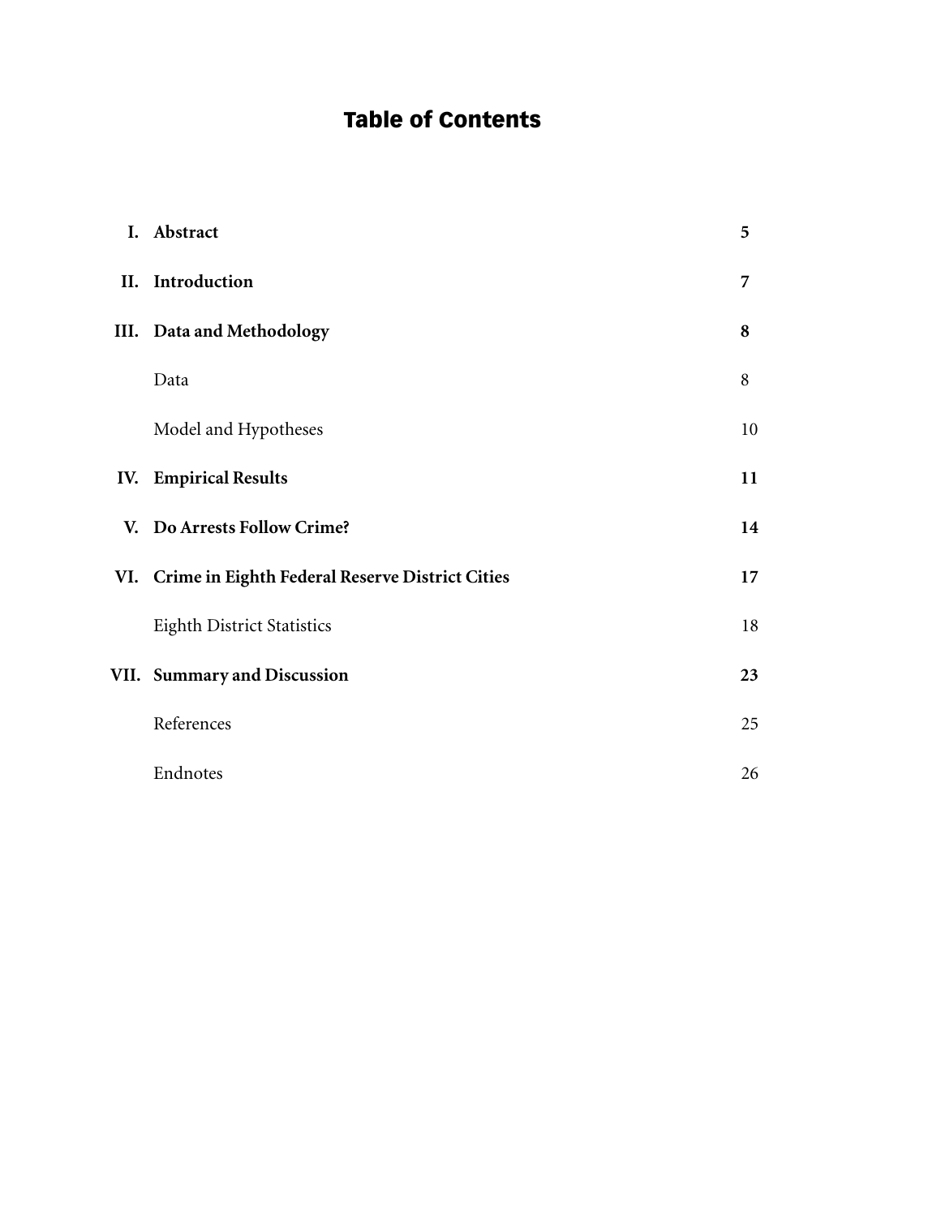# Table of Contents

| | | |
|---|---|---|
| **I.** | **Abstract** | **5** |
| **II.** | **Introduction** | **7** |
| **III.** | **Data and Methodology** | **8** |
| | Data | 8 |
| | Model and Hypotheses | 10 |
| **IV.** | **Empirical Results** | **11** |
| **V.** | **Do Arrests Follow Crime?** | **14** |
| **VI.** | **Crime in Eighth Federal Reserve District Cities** | **17** |
| | Eighth District Statistics | 18 |
| **VII.** | **Summary and Discussion** | **23** |
| | References | 25 |
| | Endnotes | 26 |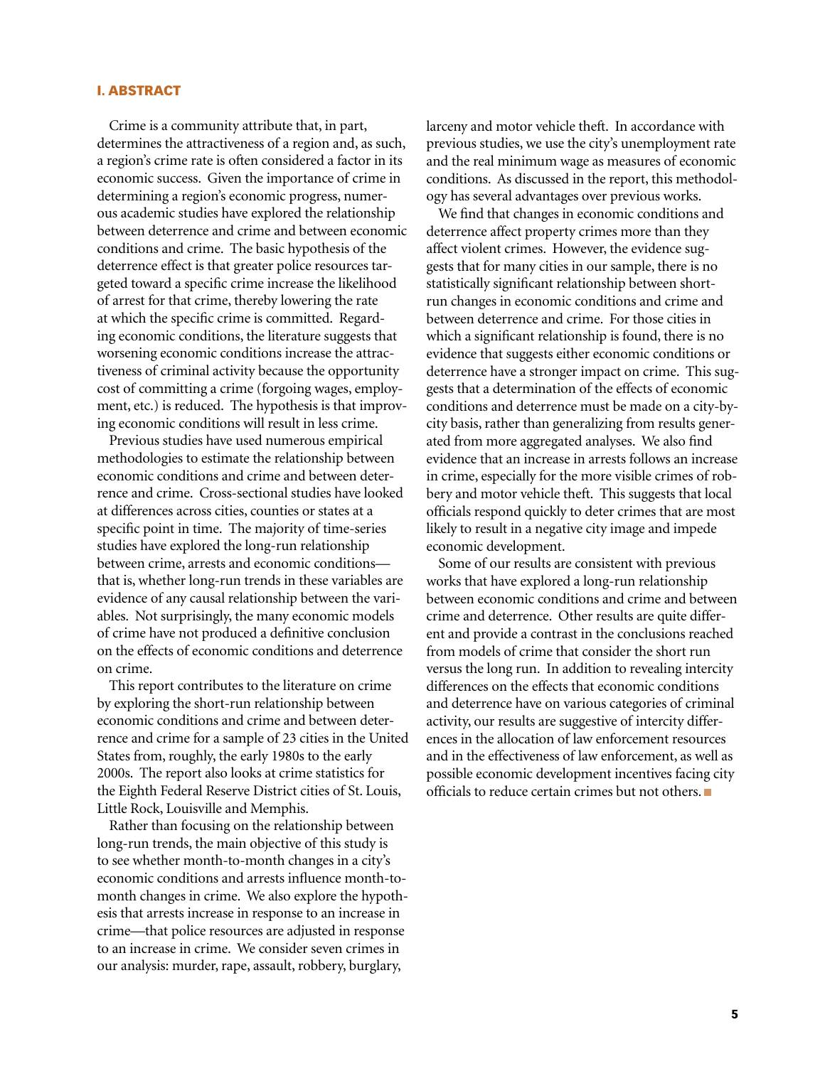## I. ABSTRACT

Crime is a community attribute that, in part, determines the attractiveness of a region and, as such, a region's crime rate is often considered a factor in its economic success. Given the importance of crime in determining a region's economic progress, numerous academic studies have explored the relationship between deterrence and crime and between economic conditions and crime. The basic hypothesis of the deterrence effect is that greater police resources targeted toward a specific crime increase the likelihood of arrest for that crime, thereby lowering the rate at which the specific crime is committed. Regarding economic conditions, the literature suggests that worsening economic conditions increase the attractiveness of criminal activity because the opportunity cost of committing a crime (forgoing wages, employment, etc.) is reduced. The hypothesis is that improving economic conditions will result in less crime.

Previous studies have used numerous empirical methodologies to estimate the relationship between economic conditions and crime and between deterrence and crime. Cross-sectional studies have looked at differences across cities, counties or states at a specific point in time. The majority of time-series studies have explored the long-run relationship between crime, arrests and economic conditions—that is, whether long-run trends in these variables are evidence of any causal relationship between the variables. Not surprisingly, the many economic models of crime have not produced a definitive conclusion on the effects of economic conditions and deterrence on crime.

This report contributes to the literature on crime by exploring the short-run relationship between economic conditions and crime and between deterrence and crime for a sample of 23 cities in the United States from, roughly, the early 1980s to the early 2000s. The report also looks at crime statistics for the Eighth Federal Reserve District cities of St. Louis, Little Rock, Louisville and Memphis.

Rather than focusing on the relationship between long-run trends, the main objective of this study is to see whether month-to-month changes in a city's economic conditions and arrests influence month-to-month changes in crime. We also explore the hypothesis that arrests increase in response to an increase in crime—that police resources are adjusted in response to an increase in crime. We consider seven crimes in our analysis: murder, rape, assault, robbery, burglary, larceny and motor vehicle theft. In accordance with previous studies, we use the city's unemployment rate and the real minimum wage as measures of economic conditions. As discussed in the report, this methodology has several advantages over previous works.

We find that changes in economic conditions and deterrence affect property crimes more than they affect violent crimes. However, the evidence suggests that for many cities in our sample, there is no statistically significant relationship between short-run changes in economic conditions and crime and between deterrence and crime. For those cities in which a significant relationship is found, there is no evidence that suggests either economic conditions or deterrence have a stronger impact on crime. This suggests that a determination of the effects of economic conditions and deterrence must be made on a city-by-city basis, rather than generalizing from results generated from more aggregated analyses. We also find evidence that an increase in arrests follows an increase in crime, especially for the more visible crimes of robbery and motor vehicle theft. This suggests that local officials respond quickly to deter crimes that are most likely to result in a negative city image and impede economic development.

Some of our results are consistent with previous works that have explored a long-run relationship between economic conditions and crime and between crime and deterrence. Other results are quite different and provide a contrast in the conclusions reached from models of crime that consider the short run versus the long run. In addition to revealing intercity differences on the effects that economic conditions and deterrence have on various categories of criminal activity, our results are suggestive of intercity differences in the allocation of law enforcement resources and in the effectiveness of law enforcement, as well as possible economic development incentives facing city officials to reduce certain crimes but not others. ■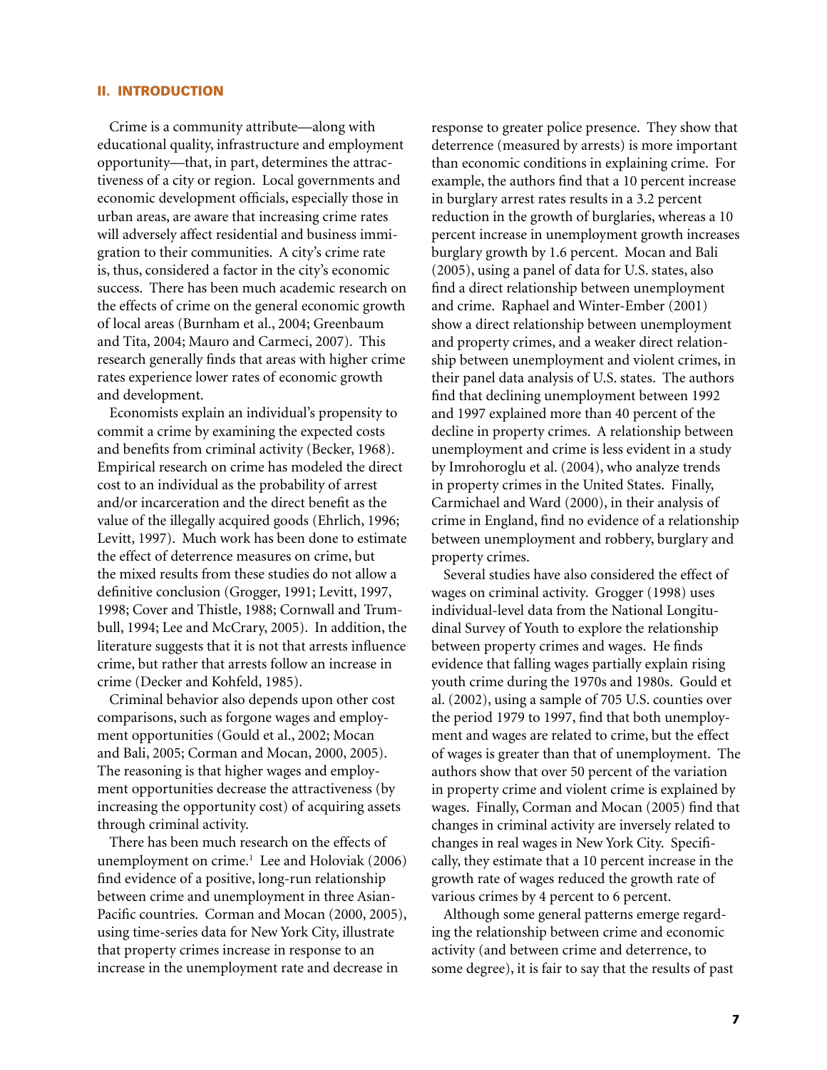## II. INTRODUCTION

Crime is a community attribute—along with educational quality, infrastructure and employment opportunity—that, in part, determines the attractiveness of a city or region. Local governments and economic development officials, especially those in urban areas, are aware that increasing crime rates will adversely affect residential and business immigration to their communities. A city's crime rate is, thus, considered a factor in the city's economic success. There has been much academic research on the effects of crime on the general economic growth of local areas (Burnham et al., 2004; Greenbaum and Tita, 2004; Mauro and Carmeci, 2007). This research generally finds that areas with higher crime rates experience lower rates of economic growth and development.

Economists explain an individual's propensity to commit a crime by examining the expected costs and benefits from criminal activity (Becker, 1968). Empirical research on crime has modeled the direct cost to an individual as the probability of arrest and/or incarceration and the direct benefit as the value of the illegally acquired goods (Ehrlich, 1996; Levitt, 1997). Much work has been done to estimate the effect of deterrence measures on crime, but the mixed results from these studies do not allow a definitive conclusion (Grogger, 1991; Levitt, 1997, 1998; Cover and Thistle, 1988; Cornwall and Trumbull, 1994; Lee and McCrary, 2005). In addition, the literature suggests that it is not that arrests influence crime, but rather that arrests follow an increase in crime (Decker and Kohfeld, 1985).

Criminal behavior also depends upon other cost comparisons, such as forgone wages and employment opportunities (Gould et al., 2002; Mocan and Bali, 2005; Corman and Mocan, 2000, 2005). The reasoning is that higher wages and employment opportunities decrease the attractiveness (by increasing the opportunity cost) of acquiring assets through criminal activity.

There has been much research on the effects of unemployment on crime.[1] Lee and Holoviak (2006) find evidence of a positive, long-run relationship between crime and unemployment in three Asian-Pacific countries. Corman and Mocan (2000, 2005), using time-series data for New York City, illustrate that property crimes increase in response to an increase in the unemployment rate and decrease in response to greater police presence. They show that deterrence (measured by arrests) is more important than economic conditions in explaining crime. For example, the authors find that a 10 percent increase in burglary arrest rates results in a 3.2 percent reduction in the growth of burglaries, whereas a 10 percent increase in unemployment growth increases burglary growth by 1.6 percent. Mocan and Bali (2005), using a panel of data for U.S. states, also find a direct relationship between unemployment and crime. Raphael and Winter-Ember (2001) show a direct relationship between unemployment and property crimes, and a weaker direct relationship between unemployment and violent crimes, in their panel data analysis of U.S. states. The authors find that declining unemployment between 1992 and 1997 explained more than 40 percent of the decline in property crimes. A relationship between unemployment and crime is less evident in a study by Imrohoroglu et al. (2004), who analyze trends in property crimes in the United States. Finally, Carmichael and Ward (2000), in their analysis of crime in England, find no evidence of a relationship between unemployment and robbery, burglary and property crimes.

Several studies have also considered the effect of wages on criminal activity. Grogger (1998) uses individual-level data from the National Longitudinal Survey of Youth to explore the relationship between property crimes and wages. He finds evidence that falling wages partially explain rising youth crime during the 1970s and 1980s. Gould et al. (2002), using a sample of 705 U.S. counties over the period 1979 to 1997, find that both unemployment and wages are related to crime, but the effect of wages is greater than that of unemployment. The authors show that over 50 percent of the variation in property crime and violent crime is explained by wages. Finally, Corman and Mocan (2005) find that changes in criminal activity are inversely related to changes in real wages in New York City. Specifically, they estimate that a 10 percent increase in the growth rate of wages reduced the growth rate of various crimes by 4 percent to 6 percent.

Although some general patterns emerge regarding the relationship between crime and economic activity (and between crime and deterrence, to some degree), it is fair to say that the results of past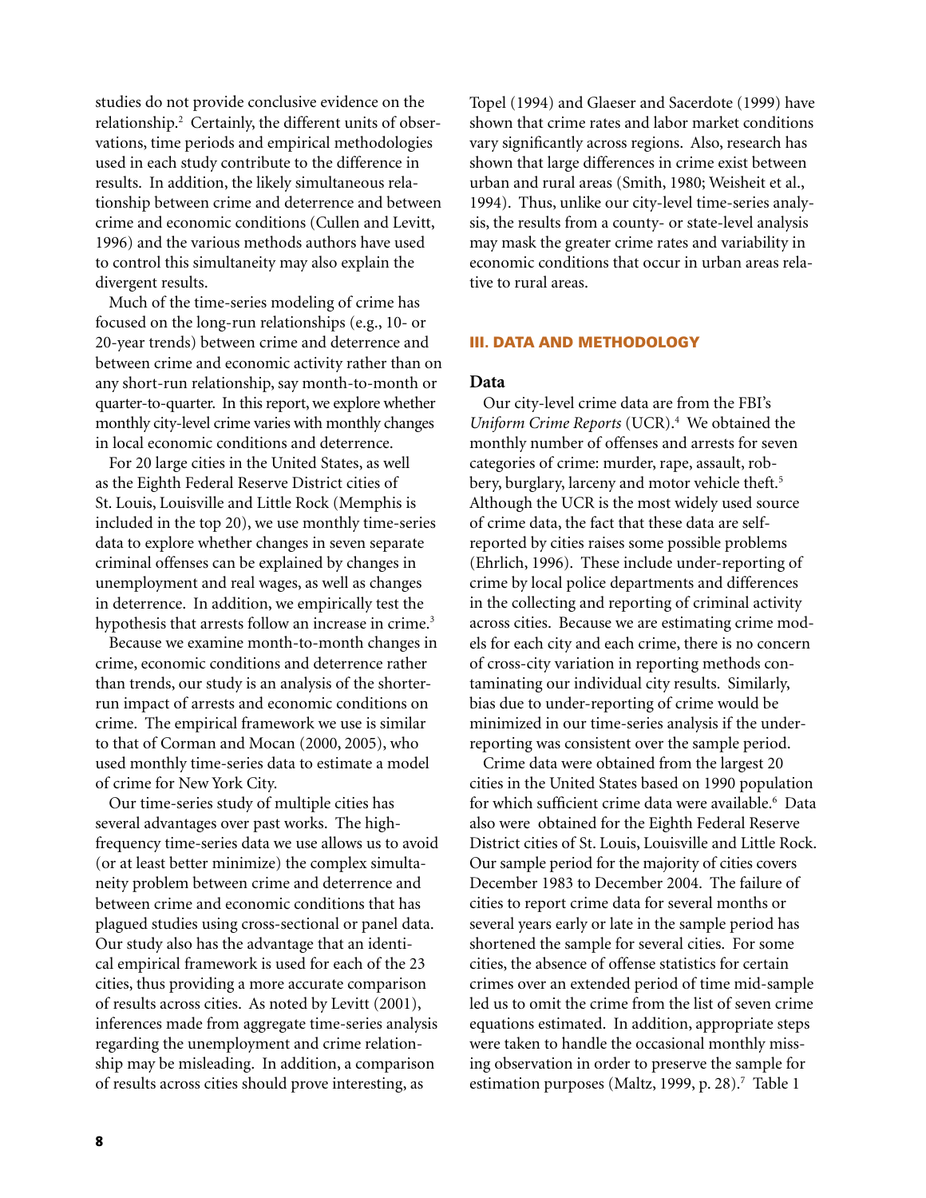studies do not provide conclusive evidence on the relationship.[2] Certainly, the different units of observations, time periods and empirical methodologies used in each study contribute to the difference in results. In addition, the likely simultaneous relationship between crime and deterrence and between crime and economic conditions (Cullen and Levitt, 1996) and the various methods authors have used to control this simultaneity may also explain the divergent results.

Much of the time-series modeling of crime has focused on the long-run relationships (e.g., 10- or 20-year trends) between crime and deterrence and between crime and economic activity rather than on any short-run relationship, say month-to-month or quarter-to-quarter. In this report, we explore whether monthly city-level crime varies with monthly changes in local economic conditions and deterrence.

For 20 large cities in the United States, as well as the Eighth Federal Reserve District cities of St. Louis, Louisville and Little Rock (Memphis is included in the top 20), we use monthly time-series data to explore whether changes in seven separate criminal offenses can be explained by changes in unemployment and real wages, as well as changes in deterrence. In addition, we empirically test the hypothesis that arrests follow an increase in crime.[3]

Because we examine month-to-month changes in crime, economic conditions and deterrence rather than trends, our study is an analysis of the shorter-run impact of arrests and economic conditions on crime. The empirical framework we use is similar to that of Corman and Mocan (2000, 2005), who used monthly time-series data to estimate a model of crime for New York City.

Our time-series study of multiple cities has several advantages over past works. The high-frequency time-series data we use allows us to avoid (or at least better minimize) the complex simultaneity problem between crime and deterrence and between crime and economic conditions that has plagued studies using cross-sectional or panel data. Our study also has the advantage that an identical empirical framework is used for each of the 23 cities, thus providing a more accurate comparison of results across cities. As noted by Levitt (2001), inferences made from aggregate time-series analysis regarding the unemployment and crime relationship may be misleading. In addition, a comparison of results across cities should prove interesting, as Topel (1994) and Glaeser and Sacerdote (1999) have shown that crime rates and labor market conditions vary significantly across regions. Also, research has shown that large differences in crime exist between urban and rural areas (Smith, 1980; Weisheit et al., 1994). Thus, unlike our city-level time-series analysis, the results from a county- or state-level analysis may mask the greater crime rates and variability in economic conditions that occur in urban areas relative to rural areas.

## III. DATA AND METHODOLOGY

### Data

Our city-level crime data are from the FBI's *Uniform Crime Reports* (UCR).[4] We obtained the monthly number of offenses and arrests for seven categories of crime: murder, rape, assault, robbery, burglary, larceny and motor vehicle theft.[5] Although the UCR is the most widely used source of crime data, the fact that these data are self-reported by cities raises some possible problems (Ehrlich, 1996). These include under-reporting of crime by local police departments and differences in the collecting and reporting of criminal activity across cities. Because we are estimating crime models for each city and each crime, there is no concern of cross-city variation in reporting methods contaminating our individual city results. Similarly, bias due to under-reporting of crime would be minimized in our time-series analysis if the under-reporting was consistent over the sample period.

Crime data were obtained from the largest 20 cities in the United States based on 1990 population for which sufficient crime data were available.[6] Data also were obtained for the Eighth Federal Reserve District cities of St. Louis, Louisville and Little Rock. Our sample period for the majority of cities covers December 1983 to December 2004. The failure of cities to report crime data for several months or several years early or late in the sample period has shortened the sample for several cities. For some cities, the absence of offense statistics for certain crimes over an extended period of time mid-sample led us to omit the crime from the list of seven crime equations estimated. In addition, appropriate steps were taken to handle the occasional monthly missing observation in order to preserve the sample for estimation purposes (Maltz, 1999, p. 28).[7] Table 1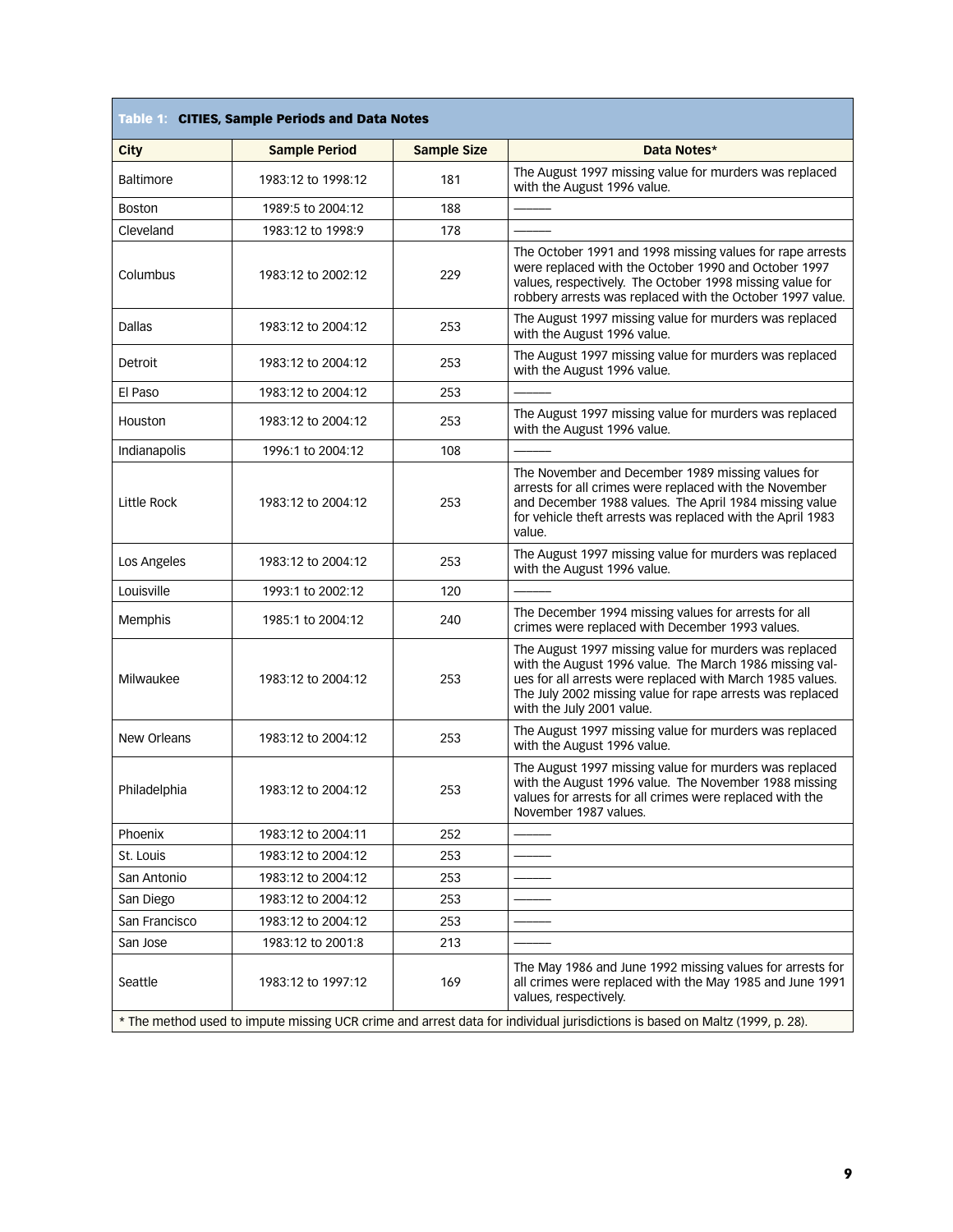| Table 1: CITIES, Sample Periods and Data Notes | | | |
|---|---|---|---|
| City | Sample Period | Sample Size | Data Notes* |
| Baltimore | 1983:12 to 1998:12 | 181 | The August 1997 missing value for murders was replaced with the August 1996 value. |
| Boston | 1989:5 to 2004:12 | 188 | ——— |
| Cleveland | 1983:12 to 1998:9 | 178 | ——— |
| Columbus | 1983:12 to 2002:12 | 229 | The October 1991 and 1998 missing values for rape arrests were replaced with the October 1990 and October 1997 values, respectively. The October 1998 missing value for robbery arrests was replaced with the October 1997 value. |
| Dallas | 1983:12 to 2004:12 | 253 | The August 1997 missing value for murders was replaced with the August 1996 value. |
| Detroit | 1983:12 to 2004:12 | 253 | The August 1997 missing value for murders was replaced with the August 1996 value. |
| El Paso | 1983:12 to 2004:12 | 253 | ——— |
| Houston | 1983:12 to 2004:12 | 253 | The August 1997 missing value for murders was replaced with the August 1996 value. |
| Indianapolis | 1996:1 to 2004:12 | 108 | ——— |
| Little Rock | 1983:12 to 2004:12 | 253 | The November and December 1989 missing values for arrests for all crimes were replaced with the November and December 1988 values. The April 1984 missing value for vehicle theft arrests was replaced with the April 1983 value. |
| Los Angeles | 1983:12 to 2004:12 | 253 | The August 1997 missing value for murders was replaced with the August 1996 value. |
| Louisville | 1993:1 to 2002:12 | 120 | ——— |
| Memphis | 1985:1 to 2004:12 | 240 | The December 1994 missing values for arrests for all crimes were replaced with December 1993 values. |
| Milwaukee | 1983:12 to 2004:12 | 253 | The August 1997 missing value for murders was replaced with the August 1996 value. The March 1986 missing values for all arrests were replaced with March 1985 values. The July 2002 missing value for rape arrests was replaced with the July 2001 value. |
| New Orleans | 1983:12 to 2004:12 | 253 | The August 1997 missing value for murders was replaced with the August 1996 value. |
| Philadelphia | 1983:12 to 2004:12 | 253 | The August 1997 missing value for murders was replaced with the August 1996 value. The November 1988 missing values for arrests for all crimes were replaced with the November 1987 values. |
| Phoenix | 1983:12 to 2004:11 | 252 | ——— |
| St. Louis | 1983:12 to 2004:12 | 253 | ——— |
| San Antonio | 1983:12 to 2004:12 | 253 | ——— |
| San Diego | 1983:12 to 2004:12 | 253 | ——— |
| San Francisco | 1983:12 to 2004:12 | 253 | ——— |
| San Jose | 1983:12 to 2001:8 | 213 | ——— |
| Seattle | 1983:12 to 1997:12 | 169 | The May 1986 and June 1992 missing values for arrests for all crimes were replaced with the May 1985 and June 1991 values, respectively. |

* The method used to impute missing UCR crime and arrest data for individual jurisdictions is based on Maltz (1999, p. 28).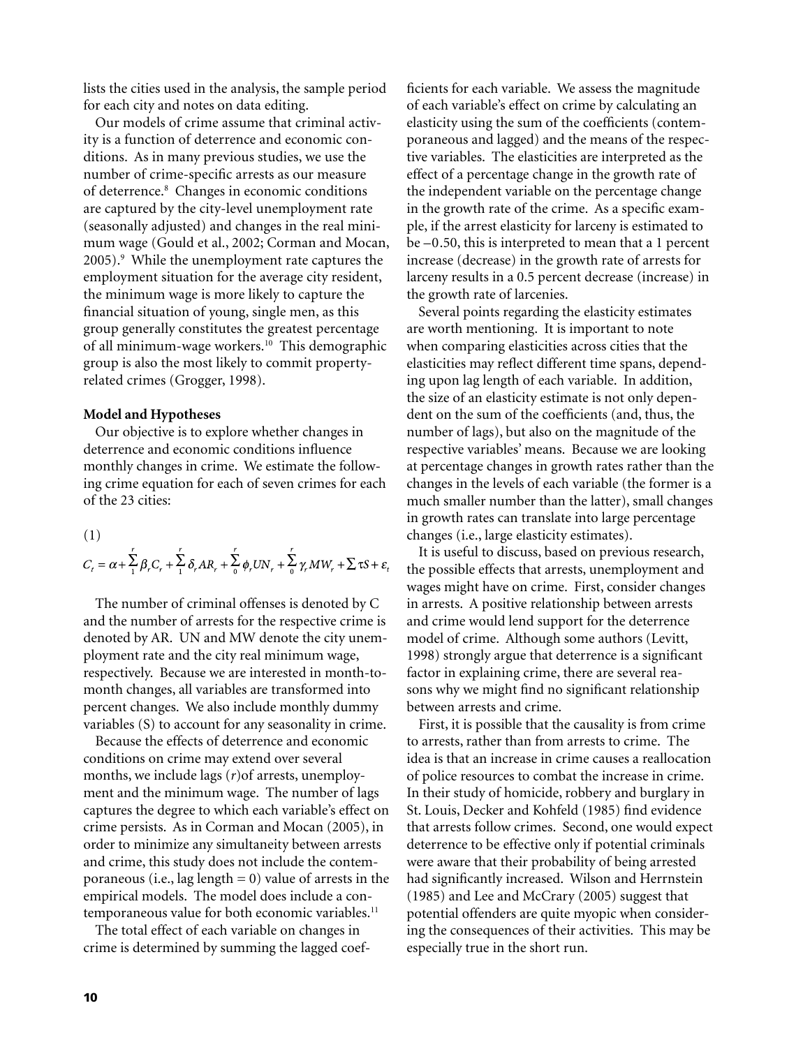lists the cities used in the analysis, the sample period for each city and notes on data editing.

Our models of crime assume that criminal activity is a function of deterrence and economic conditions. As in many previous studies, we use the number of crime-specific arrests as our measure of deterrence.[8] Changes in economic conditions are captured by the city-level unemployment rate (seasonally adjusted) and changes in the real minimum wage (Gould et al., 2002; Corman and Mocan, 2005).[9] While the unemployment rate captures the employment situation for the average city resident, the minimum wage is more likely to capture the financial situation of young, single men, as this group generally constitutes the greatest percentage of all minimum-wage workers.[10] This demographic group is also the most likely to commit property-related crimes (Grogger, 1998).

**Model and Hypotheses**

Our objective is to explore whether changes in deterrence and economic conditions influence monthly changes in crime. We estimate the following crime equation for each of seven crimes for each of the 23 cities:

(1)

$$C_t = \alpha + \sum_{1}^{r} \beta_r C_r + \sum_{1}^{r} \delta_r AR_r + \sum_{0}^{r} \phi_r UN_r + \sum_{0}^{r} \gamma_r MW_r + \sum \tau S + \varepsilon_t$$

The number of criminal offenses is denoted by C and the number of arrests for the respective crime is denoted by AR. UN and MW denote the city unemployment rate and the city real minimum wage, respectively. Because we are interested in month-to-month changes, all variables are transformed into percent changes. We also include monthly dummy variables (S) to account for any seasonality in crime.

Because the effects of deterrence and economic conditions on crime may extend over several months, we include lags ($r$)of arrests, unemployment and the minimum wage. The number of lags captures the degree to which each variable's effect on crime persists. As in Corman and Mocan (2005), in order to minimize any simultaneity between arrests and crime, this study does not include the contemporaneous (i.e., lag length = 0) value of arrests in the empirical models. The model does include a contemporaneous value for both economic variables.[11]

The total effect of each variable on changes in crime is determined by summing the lagged coefficients for each variable. We assess the magnitude of each variable's effect on crime by calculating an elasticity using the sum of the coefficients (contemporaneous and lagged) and the means of the respective variables. The elasticities are interpreted as the effect of a percentage change in the growth rate of the independent variable on the percentage change in the growth rate of the crime. As a specific example, if the arrest elasticity for larceny is estimated to be –0.50, this is interpreted to mean that a 1 percent increase (decrease) in the growth rate of arrests for larceny results in a 0.5 percent decrease (increase) in the growth rate of larcenies.

Several points regarding the elasticity estimates are worth mentioning. It is important to note when comparing elasticities across cities that the elasticities may reflect different time spans, depending upon lag length of each variable. In addition, the size of an elasticity estimate is not only dependent on the sum of the coefficients (and, thus, the number of lags), but also on the magnitude of the respective variables' means. Because we are looking at percentage changes in growth rates rather than the changes in the levels of each variable (the former is a much smaller number than the latter), small changes in growth rates can translate into large percentage changes (i.e., large elasticity estimates).

It is useful to discuss, based on previous research, the possible effects that arrests, unemployment and wages might have on crime. First, consider changes in arrests. A positive relationship between arrests and crime would lend support for the deterrence model of crime. Although some authors (Levitt, 1998) strongly argue that deterrence is a significant factor in explaining crime, there are several reasons why we might find no significant relationship between arrests and crime.

First, it is possible that the causality is from crime to arrests, rather than from arrests to crime. The idea is that an increase in crime causes a reallocation of police resources to combat the increase in crime. In their study of homicide, robbery and burglary in St. Louis, Decker and Kohfeld (1985) find evidence that arrests follow crimes. Second, one would expect deterrence to be effective only if potential criminals were aware that their probability of being arrested had significantly increased. Wilson and Herrnstein (1985) and Lee and McCrary (2005) suggest that potential offenders are quite myopic when considering the consequences of their activities. This may be especially true in the short run.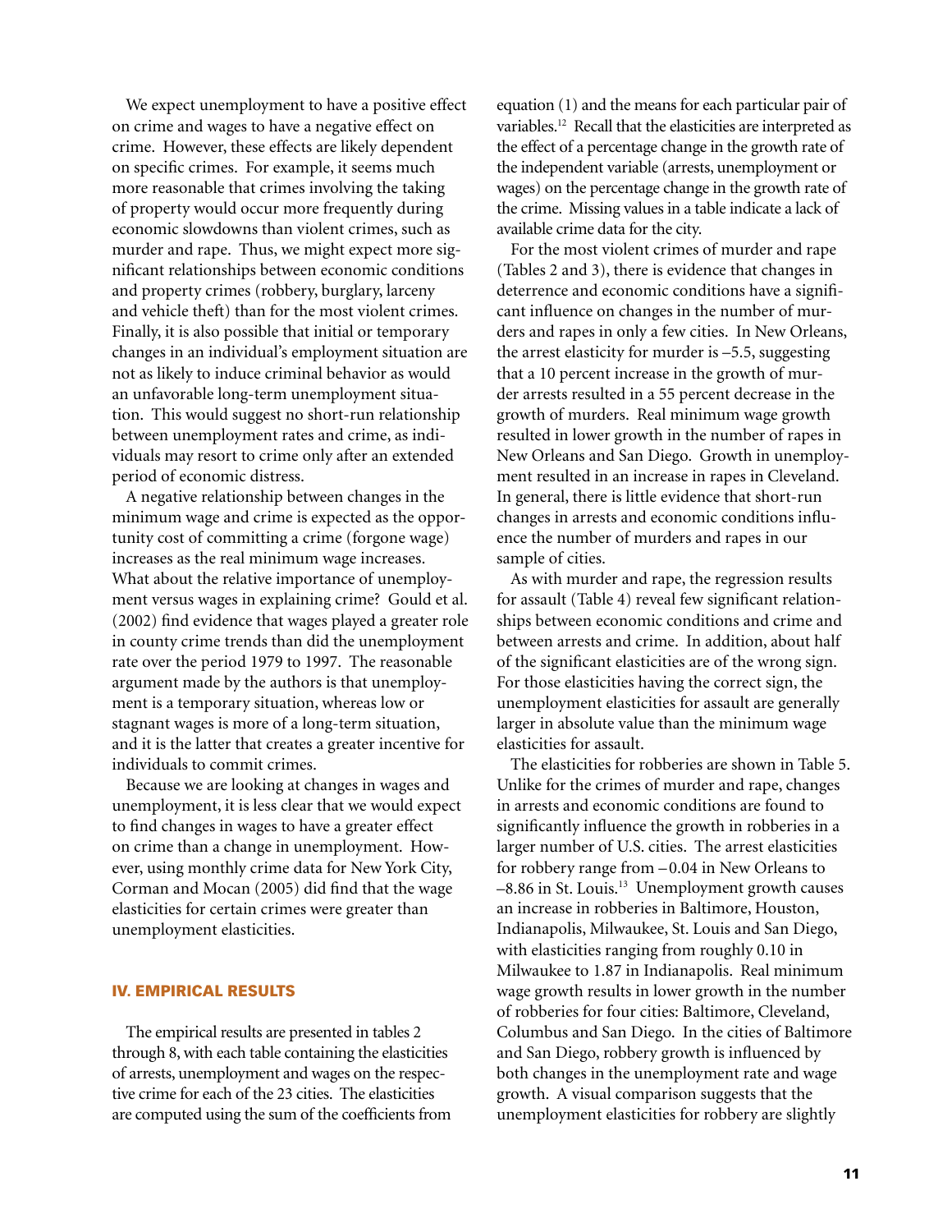We expect unemployment to have a positive effect on crime and wages to have a negative effect on crime. However, these effects are likely dependent on specific crimes. For example, it seems much more reasonable that crimes involving the taking of property would occur more frequently during economic slowdowns than violent crimes, such as murder and rape. Thus, we might expect more significant relationships between economic conditions and property crimes (robbery, burglary, larceny and vehicle theft) than for the most violent crimes. Finally, it is also possible that initial or temporary changes in an individual's employment situation are not as likely to induce criminal behavior as would an unfavorable long-term unemployment situation. This would suggest no short-run relationship between unemployment rates and crime, as individuals may resort to crime only after an extended period of economic distress.

A negative relationship between changes in the minimum wage and crime is expected as the opportunity cost of committing a crime (forgone wage) increases as the real minimum wage increases. What about the relative importance of unemployment versus wages in explaining crime? Gould et al. (2002) find evidence that wages played a greater role in county crime trends than did the unemployment rate over the period 1979 to 1997. The reasonable argument made by the authors is that unemployment is a temporary situation, whereas low or stagnant wages is more of a long-term situation, and it is the latter that creates a greater incentive for individuals to commit crimes.

Because we are looking at changes in wages and unemployment, it is less clear that we would expect to find changes in wages to have a greater effect on crime than a change in unemployment. However, using monthly crime data for New York City, Corman and Mocan (2005) did find that the wage elasticities for certain crimes were greater than unemployment elasticities.

## IV. EMPIRICAL RESULTS

The empirical results are presented in tables 2 through 8, with each table containing the elasticities of arrests, unemployment and wages on the respective crime for each of the 23 cities. The elasticities are computed using the sum of the coefficients from equation (1) and the means for each particular pair of variables.[12] Recall that the elasticities are interpreted as the effect of a percentage change in the growth rate of the independent variable (arrests, unemployment or wages) on the percentage change in the growth rate of the crime. Missing values in a table indicate a lack of available crime data for the city.

For the most violent crimes of murder and rape (Tables 2 and 3), there is evidence that changes in deterrence and economic conditions have a significant influence on changes in the number of murders and rapes in only a few cities. In New Orleans, the arrest elasticity for murder is –5.5, suggesting that a 10 percent increase in the growth of murder arrests resulted in a 55 percent decrease in the growth of murders. Real minimum wage growth resulted in lower growth in the number of rapes in New Orleans and San Diego. Growth in unemployment resulted in an increase in rapes in Cleveland. In general, there is little evidence that short-run changes in arrests and economic conditions influence the number of murders and rapes in our sample of cities.

As with murder and rape, the regression results for assault (Table 4) reveal few significant relationships between economic conditions and crime and between arrests and crime. In addition, about half of the significant elasticities are of the wrong sign. For those elasticities having the correct sign, the unemployment elasticities for assault are generally larger in absolute value than the minimum wage elasticities for assault.

The elasticities for robberies are shown in Table 5. Unlike for the crimes of murder and rape, changes in arrests and economic conditions are found to significantly influence the growth in robberies in a larger number of U.S. cities. The arrest elasticities for robbery range from –0.04 in New Orleans to –8.86 in St. Louis.[13] Unemployment growth causes an increase in robberies in Baltimore, Houston, Indianapolis, Milwaukee, St. Louis and San Diego, with elasticities ranging from roughly 0.10 in Milwaukee to 1.87 in Indianapolis. Real minimum wage growth results in lower growth in the number of robberies for four cities: Baltimore, Cleveland, Columbus and San Diego. In the cities of Baltimore and San Diego, robbery growth is influenced by both changes in the unemployment rate and wage growth. A visual comparison suggests that the unemployment elasticities for robbery are slightly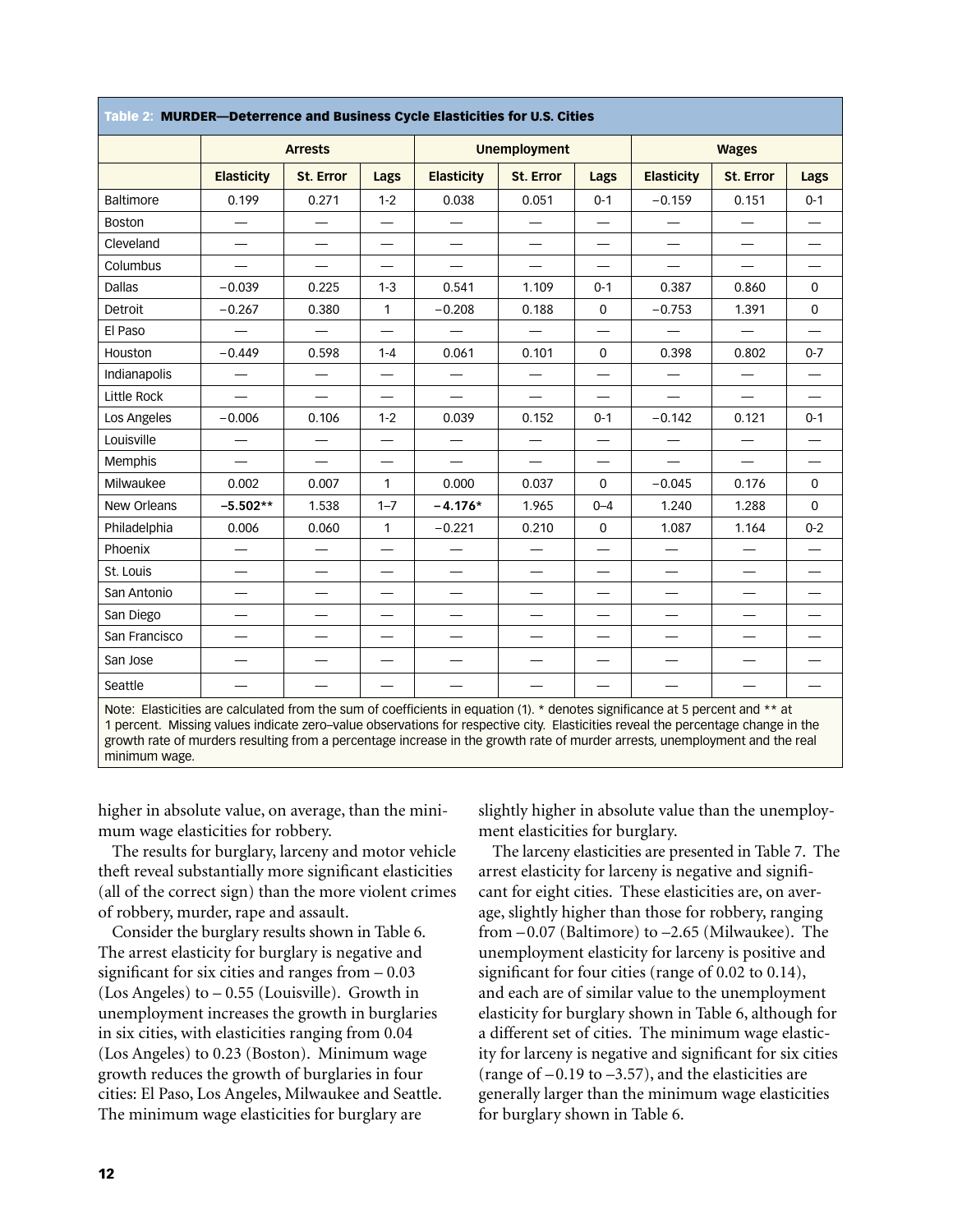**Table 2: MURDER—Deterrence and Business Cycle Elasticities for U.S. Cities**

| | Arrests | | | Unemployment | | | Wages | | |
|---|---|---|---|---|---|---|---|---|---|
| | Elasticity | St. Error | Lags | Elasticity | St. Error | Lags | Elasticity | St. Error | Lags |
| Baltimore | 0.199 | 0.271 | 1-2 | 0.038 | 0.051 | 0-1 | −0.159 | 0.151 | 0-1 |
| Boston | — | — | — | — | — | — | — | — | — |
| Cleveland | — | — | — | — | — | — | — | — | — |
| Columbus | — | — | — | — | — | — | — | — | — |
| Dallas | −0.039 | 0.225 | 1-3 | 0.541 | 1.109 | 0-1 | 0.387 | 0.860 | 0 |
| Detroit | −0.267 | 0.380 | 1 | −0.208 | 0.188 | 0 | −0.753 | 1.391 | 0 |
| El Paso | — | — | — | — | — | — | — | — | — |
| Houston | −0.449 | 0.598 | 1-4 | 0.061 | 0.101 | 0 | 0.398 | 0.802 | 0-7 |
| Indianapolis | — | — | — | — | — | — | — | — | — |
| Little Rock | — | — | — | — | — | — | — | — | — |
| Los Angeles | −0.006 | 0.106 | 1-2 | 0.039 | 0.152 | 0-1 | −0.142 | 0.121 | 0-1 |
| Louisville | — | — | — | — | — | — | — | — | — |
| Memphis | — | — | — | — | — | — | — | — | — |
| Milwaukee | 0.002 | 0.007 | 1 | 0.000 | 0.037 | 0 | −0.045 | 0.176 | 0 |
| New Orleans | **−5.502**** | 1.538 | 1–7 | **−4.176*** | 1.965 | 0–4 | 1.240 | 1.288 | 0 |
| Philadelphia | 0.006 | 0.060 | 1 | −0.221 | 0.210 | 0 | 1.087 | 1.164 | 0-2 |
| Phoenix | — | — | — | — | — | — | — | — | — |
| St. Louis | — | — | — | — | — | — | — | — | — |
| San Antonio | — | — | — | — | — | — | — | — | — |
| San Diego | — | — | — | — | — | — | — | — | — |
| San Francisco | — | — | — | — | — | — | — | — | — |
| San Jose | — | — | — | — | — | — | — | — | — |
| Seattle | — | — | — | — | — | — | — | — | — |

Note: Elasticities are calculated from the sum of coefficients in equation (1). * denotes significance at 5 percent and ** at 1 percent. Missing values indicate zero–value observations for respective city. Elasticities reveal the percentage change in the growth rate of murders resulting from a percentage increase in the growth rate of murder arrests, unemployment and the real minimum wage.

higher in absolute value, on average, than the minimum wage elasticities for robbery.

The results for burglary, larceny and motor vehicle theft reveal substantially more significant elasticities (all of the correct sign) than the more violent crimes of robbery, murder, rape and assault.

Consider the burglary results shown in Table 6. The arrest elasticity for burglary is negative and significant for six cities and ranges from – 0.03 (Los Angeles) to – 0.55 (Louisville). Growth in unemployment increases the growth in burglaries in six cities, with elasticities ranging from 0.04 (Los Angeles) to 0.23 (Boston). Minimum wage growth reduces the growth of burglaries in four cities: El Paso, Los Angeles, Milwaukee and Seattle. The minimum wage elasticities for burglary are slightly higher in absolute value than the unemployment elasticities for burglary.

The larceny elasticities are presented in Table 7. The arrest elasticity for larceny is negative and significant for eight cities. These elasticities are, on average, slightly higher than those for robbery, ranging from –0.07 (Baltimore) to –2.65 (Milwaukee). The unemployment elasticity for larceny is positive and significant for four cities (range of 0.02 to 0.14), and each are of similar value to the unemployment elasticity for burglary shown in Table 6, although for a different set of cities. The minimum wage elasticity for larceny is negative and significant for six cities (range of –0.19 to –3.57), and the elasticities are generally larger than the minimum wage elasticities for burglary shown in Table 6.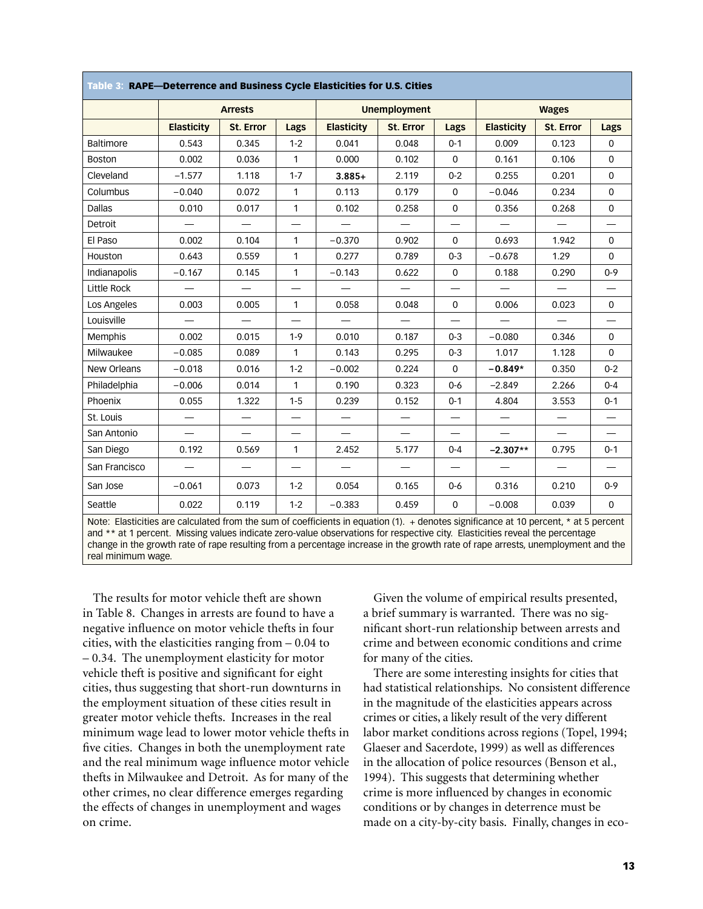**Table 3: RAPE—Deterrence and Business Cycle Elasticities for U.S. Cities**

| | Arrests | | | Unemployment | | | Wages | | |
|---|---|---|---|---|---|---|---|---|---|
| | Elasticity | St. Error | Lags | Elasticity | St. Error | Lags | Elasticity | St. Error | Lags |
| Baltimore | 0.543 | 0.345 | 1-2 | 0.041 | 0.048 | 0-1 | 0.009 | 0.123 | 0 |
| Boston | 0.002 | 0.036 | 1 | 0.000 | 0.102 | 0 | 0.161 | 0.106 | 0 |
| Cleveland | –1.577 | 1.118 | 1-7 | **3.885+** | 2.119 | 0-2 | 0.255 | 0.201 | 0 |
| Columbus | −0.040 | 0.072 | 1 | 0.113 | 0.179 | 0 | −0.046 | 0.234 | 0 |
| Dallas | 0.010 | 0.017 | 1 | 0.102 | 0.258 | 0 | 0.356 | 0.268 | 0 |
| Detroit | — | — | — | — | — | — | — | — | — |
| El Paso | 0.002 | 0.104 | 1 | −0.370 | 0.902 | 0 | 0.693 | 1.942 | 0 |
| Houston | 0.643 | 0.559 | 1 | 0.277 | 0.789 | 0-3 | −0.678 | 1.29 | 0 |
| Indianapolis | −0.167 | 0.145 | 1 | −0.143 | 0.622 | 0 | 0.188 | 0.290 | 0-9 |
| Little Rock | — | — | — | — | — | — | — | — | — |
| Los Angeles | 0.003 | 0.005 | 1 | 0.058 | 0.048 | 0 | 0.006 | 0.023 | 0 |
| Louisville | — | — | — | — | — | — | — | — | — |
| Memphis | 0.002 | 0.015 | 1-9 | 0.010 | 0.187 | 0-3 | −0.080 | 0.346 | 0 |
| Milwaukee | −0.085 | 0.089 | 1 | 0.143 | 0.295 | 0-3 | 1.017 | 1.128 | 0 |
| New Orleans | −0.018 | 0.016 | 1-2 | −0.002 | 0.224 | 0 | **−0.849*** | 0.350 | 0-2 |
| Philadelphia | −0.006 | 0.014 | 1 | 0.190 | 0.323 | 0-6 | –2.849 | 2.266 | 0-4 |
| Phoenix | 0.055 | 1.322 | 1-5 | 0.239 | 0.152 | 0-1 | 4.804 | 3.553 | 0-1 |
| St. Louis | — | — | — | — | — | — | — | — | — |
| San Antonio | — | — | — | — | — | — | — | — | — |
| San Diego | 0.192 | 0.569 | 1 | 2.452 | 5.177 | 0-4 | **–2.307**** | 0.795 | 0-1 |
| San Francisco | — | — | — | — | — | — | — | — | — |
| San Jose | −0.061 | 0.073 | 1-2 | 0.054 | 0.165 | 0-6 | 0.316 | 0.210 | 0-9 |
| Seattle | 0.022 | 0.119 | 1-2 | −0.383 | 0.459 | 0 | −0.008 | 0.039 | 0 |

Note: Elasticities are calculated from the sum of coefficients in equation (1). + denotes significance at 10 percent, * at 5 percent and ** at 1 percent. Missing values indicate zero-value observations for respective city. Elasticities reveal the percentage change in the growth rate of rape resulting from a percentage increase in the growth rate of rape arrests, unemployment and the real minimum wage.

The results for motor vehicle theft are shown in Table 8. Changes in arrests are found to have a negative influence on motor vehicle thefts in four cities, with the elasticities ranging from – 0.04 to – 0.34. The unemployment elasticity for motor vehicle theft is positive and significant for eight cities, thus suggesting that short-run downturns in the employment situation of these cities result in greater motor vehicle thefts. Increases in the real minimum wage lead to lower motor vehicle thefts in five cities. Changes in both the unemployment rate and the real minimum wage influence motor vehicle thefts in Milwaukee and Detroit. As for many of the other crimes, no clear difference emerges regarding the effects of changes in unemployment and wages on crime.

Given the volume of empirical results presented, a brief summary is warranted. There was no significant short-run relationship between arrests and crime and between economic conditions and crime for many of the cities.

There are some interesting insights for cities that had statistical relationships. No consistent difference in the magnitude of the elasticities appears across crimes or cities, a likely result of the very different labor market conditions across regions (Topel, 1994; Glaeser and Sacerdote, 1999) as well as differences in the allocation of police resources (Benson et al., 1994). This suggests that determining whether crime is more influenced by changes in economic conditions or by changes in deterrence must be made on a city-by-city basis. Finally, changes in eco-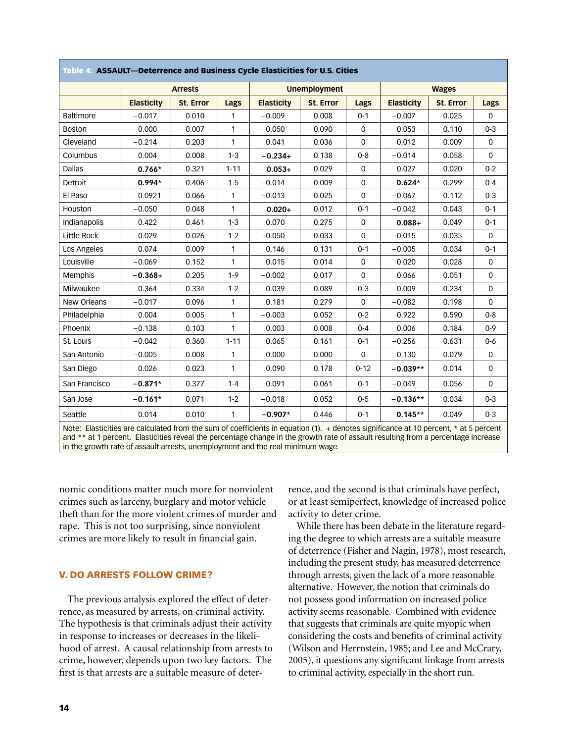**Table 4: ASSAULT—Deterrence and Business Cycle Elasticities for U.S. Cities**

| | Arrests | | | Unemployment | | | Wages | | |
|---|---|---|---|---|---|---|---|---|---|
| | Elasticity | St. Error | Lags | Elasticity | St. Error | Lags | Elasticity | St. Error | Lags |
| Baltimore | −0.017 | 0.010 | 1 | −0.009 | 0.008 | 0-1 | −0.007 | 0.025 | 0 |
| Boston | 0.000 | 0.007 | 1 | 0.050 | 0.090 | 0 | 0.053 | 0.110 | 0-3 |
| Cleveland | −0.214 | 0.203 | 1 | 0.041 | 0.036 | 0 | 0.012 | 0.009 | 0 |
| Columbus | 0.004 | 0.008 | 1-3 | **−0.234+** | 0.138 | 0-8 | −0.014 | 0.058 | 0 |
| Dallas | **0.766*** | 0.321 | 1-11 | **0.053+** | 0.029 | 0 | 0.027 | 0.020 | 0-2 |
| Detroit | **0.994*** | 0.406 | 1-5 | −0.014 | 0.009 | 0 | **0.624*** | 0.299 | 0-4 |
| El Paso | 0.0921 | 0.066 | 1 | −0.013 | 0.025 | 0 | −0.067 | 0.112 | 0-3 |
| Houston | −0.050 | 0.048 | 1 | **0.020+** | 0.012 | 0-1 | −0.042 | 0.043 | 0-1 |
| Indianapolis | 0.422 | 0.461 | 1-3 | 0.070 | 0.275 | 0 | **0.088+** | 0.049 | 0-1 |
| Little Rock | −0.029 | 0.026 | 1-2 | −0.050 | 0.033 | 0 | 0.015 | 0.035 | 0 |
| Los Angeles | 0.074 | 0.009 | 1 | 0.146 | 0.131 | 0-1 | −0.005 | 0.034 | 0-1 |
| Louisville | −0.069 | 0.152 | 1 | 0.015 | 0.014 | 0 | 0.020 | 0.028 | 0 |
| Memphis | **−0.368+** | 0.205 | 1-9 | −0.002 | 0.017 | 0 | 0.066 | 0.051 | 0 |
| Milwaukee | 0.364 | 0.334 | 1-2 | 0.039 | 0.089 | 0-3 | −0.009 | 0.234 | 0 |
| New Orleans | −0.017 | 0.096 | 1 | 0.181 | 0.279 | 0 | −0.082 | 0.198 | 0 |
| Philadelphia | 0.004 | 0.005 | 1 | −0.003 | 0.052 | 0-2 | 0.922 | 0.590 | 0-8 |
| Phoenix | −0.138 | 0.103 | 1 | 0.003 | 0.008 | 0-4 | 0.006 | 0.184 | 0-9 |
| St. Louis | −0.042 | 0.360 | 1-11 | 0.065 | 0.161 | 0-1 | −0.256 | 0.631 | 0-6 |
| San Antonio | −0.005 | 0.008 | 1 | 0.000 | 0.000 | 0 | 0.130 | 0.079 | 0 |
| San Diego | 0.026 | 0.023 | 1 | 0.090 | 0.178 | 0-12 | **−0.039**** | 0.014 | 0 |
| San Francisco | **−0.871*** | 0.377 | 1-4 | 0.091 | 0.061 | 0-1 | −0.049 | 0.056 | 0 |
| San Jose | **−0.161*** | 0.071 | 1-2 | −0.018 | 0.052 | 0-5 | **−0.136**** | 0.034 | 0-3 |
| Seattle | 0.014 | 0.010 | 1 | **−0.907*** | 0.446 | 0-1 | **0.145**** | 0.049 | 0-3 |

Note: Elasticities are calculated from the sum of coefficients in equation (1). + denotes significance at 10 percent, * at 5 percent and ** at 1 percent. Elasticities reveal the percentage change in the growth rate of assault resulting from a percentage increase in the growth rate of assault arrests, unemployment and the real minimum wage.

nomic conditions matter much more for nonviolent crimes such as larceny, burglary and motor vehicle theft than for the more violent crimes of murder and rape. This is not too surprising, since nonviolent crimes are more likely to result in financial gain.

## V. DO ARRESTS FOLLOW CRIME?

The previous analysis explored the effect of deterrence, as measured by arrests, on criminal activity. The hypothesis is that criminals adjust their activity in response to increases or decreases in the likelihood of arrest. A causal relationship from arrests to crime, however, depends upon two key factors. The first is that arrests are a suitable measure of deterrence, and the second is that criminals have perfect, or at least semiperfect, knowledge of increased police activity to deter crime.

While there has been debate in the literature regarding the degree to which arrests are a suitable measure of deterrence (Fisher and Nagin, 1978), most research, including the present study, has measured deterrence through arrests, given the lack of a more reasonable alternative. However, the notion that criminals do not possess good information on increased police activity seems reasonable. Combined with evidence that suggests that criminals are quite myopic when considering the costs and benefits of criminal activity (Wilson and Herrnstein, 1985; and Lee and McCrary, 2005), it questions any significant linkage from arrests to criminal activity, especially in the short run.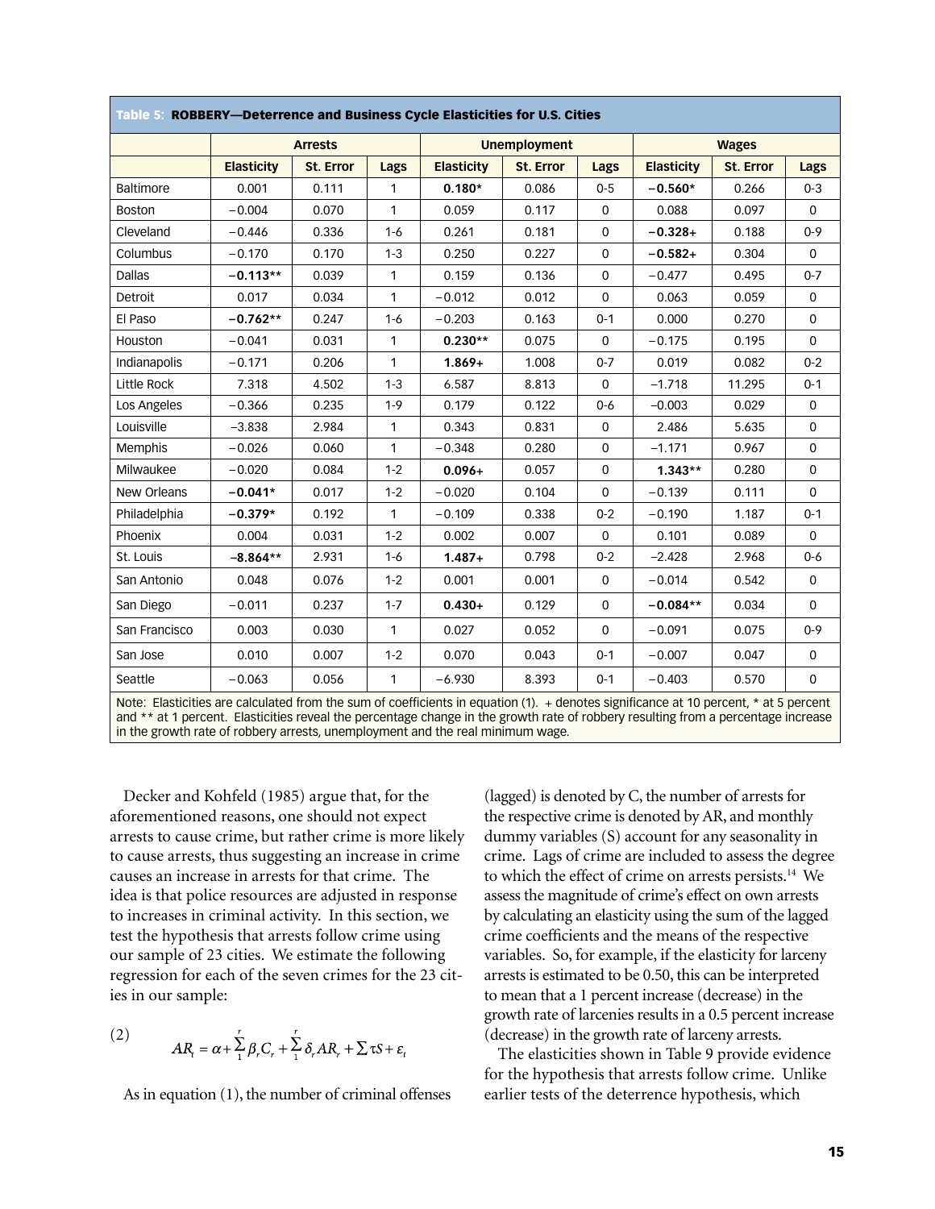| Table 5: **ROBBERY—Deterrence and Business Cycle Elasticities for U.S. Cities** | | | | | | | | | |
|---|---|---|---|---|---|---|---|---|---|
| | Arrests | | | Unemployment | | | Wages | | |
| | **Elasticity** | **St. Error** | **Lags** | **Elasticity** | **St. Error** | **Lags** | **Elasticity** | **St. Error** | **Lags** |
| Baltimore | 0.001 | 0.111 | 1 | **0.180*** | 0.086 | 0-5 | **−0.560*** | 0.266 | 0-3 |
| Boston | −0.004 | 0.070 | 1 | 0.059 | 0.117 | 0 | 0.088 | 0.097 | 0 |
| Cleveland | −0.446 | 0.336 | 1-6 | 0.261 | 0.181 | 0 | **−0.328+** | 0.188 | 0-9 |
| Columbus | −0.170 | 0.170 | 1-3 | 0.250 | 0.227 | 0 | **−0.582+** | 0.304 | 0 |
| Dallas | **−0.113**** | 0.039 | 1 | 0.159 | 0.136 | 0 | −0.477 | 0.495 | 0-7 |
| Detroit | 0.017 | 0.034 | 1 | −0.012 | 0.012 | 0 | 0.063 | 0.059 | 0 |
| El Paso | **−0.762**** | 0.247 | 1-6 | −0.203 | 0.163 | 0-1 | 0.000 | 0.270 | 0 |
| Houston | −0.041 | 0.031 | 1 | **0.230**** | 0.075 | 0 | −0.175 | 0.195 | 0 |
| Indianapolis | −0.171 | 0.206 | 1 | **1.869+** | 1.008 | 0-7 | 0.019 | 0.082 | 0-2 |
| Little Rock | 7.318 | 4.502 | 1-3 | 6.587 | 8.813 | 0 | −1.718 | 11.295 | 0-1 |
| Los Angeles | −0.366 | 0.235 | 1-9 | 0.179 | 0.122 | 0-6 | −0.003 | 0.029 | 0 |
| Louisville | −3.838 | 2.984 | 1 | 0.343 | 0.831 | 0 | 2.486 | 5.635 | 0 |
| Memphis | −0.026 | 0.060 | 1 | −0.348 | 0.280 | 0 | −1.171 | 0.967 | 0 |
| Milwaukee | −0.020 | 0.084 | 1-2 | **0.096+** | 0.057 | 0 | **1.343**** | 0.280 | 0 |
| New Orleans | **−0.041*** | 0.017 | 1-2 | −0.020 | 0.104 | 0 | −0.139 | 0.111 | 0 |
| Philadelphia | **−0.379*** | 0.192 | 1 | −0.109 | 0.338 | 0-2 | −0.190 | 1.187 | 0-1 |
| Phoenix | 0.004 | 0.031 | 1-2 | 0.002 | 0.007 | 0 | 0.101 | 0.089 | 0 |
| St. Louis | **−8.864**** | 2.931 | 1-6 | **1.487+** | 0.798 | 0-2 | −2.428 | 2.968 | 0-6 |
| San Antonio | 0.048 | 0.076 | 1-2 | 0.001 | 0.001 | 0 | −0.014 | 0.542 | 0 |
| San Diego | −0.011 | 0.237 | 1-7 | **0.430+** | 0.129 | 0 | **−0.084**** | 0.034 | 0 |
| San Francisco | 0.003 | 0.030 | 1 | 0.027 | 0.052 | 0 | −0.091 | 0.075 | 0-9 |
| San Jose | 0.010 | 0.007 | 1-2 | 0.070 | 0.043 | 0-1 | −0.007 | 0.047 | 0 |
| Seattle | −0.063 | 0.056 | 1 | −6.930 | 8.393 | 0-1 | −0.403 | 0.570 | 0 |

Note: Elasticities are calculated from the sum of coefficients in equation (1). + denotes significance at 10 percent, * at 5 percent and ** at 1 percent. Elasticities reveal the percentage change in the growth rate of robbery resulting from a percentage increase in the growth rate of robbery arrests, unemployment and the real minimum wage.

Decker and Kohfeld (1985) argue that, for the aforementioned reasons, one should not expect arrests to cause crime, but rather crime is more likely to cause arrests, thus suggesting an increase in crime causes an increase in arrests for that crime. The idea is that police resources are adjusted in response to increases in criminal activity. In this section, we test the hypothesis that arrests follow crime using our sample of 23 cities. We estimate the following regression for each of the seven crimes for the 23 cities in our sample:

$$AR_t = \alpha + \sum_{1}^{r} \beta_r C_r + \sum_{1}^{r} \delta_r AR_r + \sum \tau S + \varepsilon_t \tag{2}$$

As in equation (1), the number of criminal offenses (lagged) is denoted by C, the number of arrests for the respective crime is denoted by AR, and monthly dummy variables (S) account for any seasonality in crime. Lags of crime are included to assess the degree to which the effect of crime on arrests persists.[14] We assess the magnitude of crime's effect on own arrests by calculating an elasticity using the sum of the lagged crime coefficients and the means of the respective variables. So, for example, if the elasticity for larceny arrests is estimated to be 0.50, this can be interpreted to mean that a 1 percent increase (decrease) in the growth rate of larcenies results in a 0.5 percent increase (decrease) in the growth rate of larceny arrests.

The elasticities shown in Table 9 provide evidence for the hypothesis that arrests follow crime. Unlike earlier tests of the deterrence hypothesis, which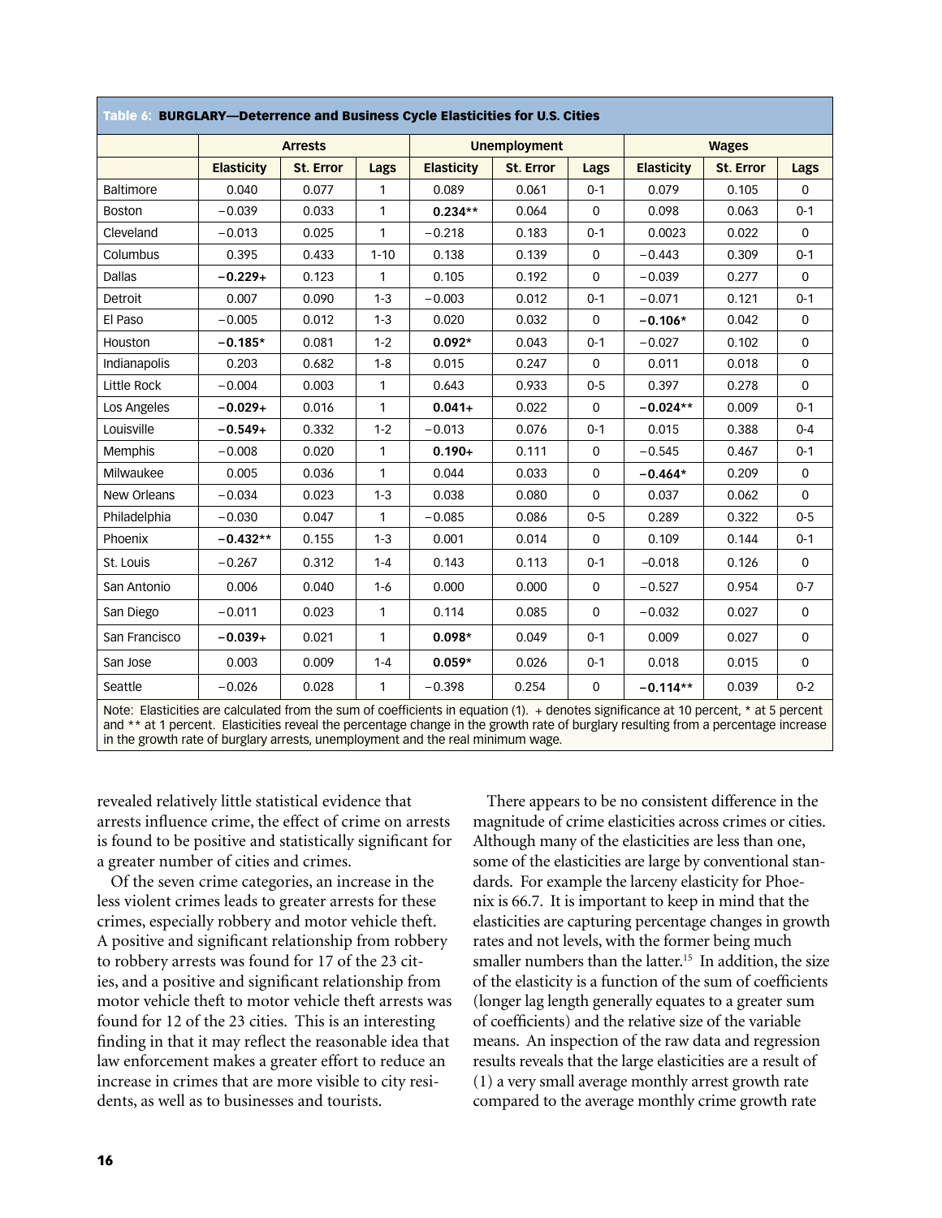**Table 6: BURGLARY—Deterrence and Business Cycle Elasticities for U.S. Cities**

| | Arrests | | | Unemployment | | | Wages | | |
|---|---|---|---|---|---|---|---|---|---|
| | Elasticity | St. Error | Lags | Elasticity | St. Error | Lags | Elasticity | St. Error | Lags |
| Baltimore | 0.040 | 0.077 | 1 | 0.089 | 0.061 | 0-1 | 0.079 | 0.105 | 0 |
| Boston | −0.039 | 0.033 | 1 | **0.234**** | 0.064 | 0 | 0.098 | 0.063 | 0-1 |
| Cleveland | −0.013 | 0.025 | 1 | −0.218 | 0.183 | 0-1 | 0.0023 | 0.022 | 0 |
| Columbus | 0.395 | 0.433 | 1-10 | 0.138 | 0.139 | 0 | −0.443 | 0.309 | 0-1 |
| Dallas | **−0.229+** | 0.123 | 1 | 0.105 | 0.192 | 0 | −0.039 | 0.277 | 0 |
| Detroit | 0.007 | 0.090 | 1-3 | −0.003 | 0.012 | 0-1 | −0.071 | 0.121 | 0-1 |
| El Paso | −0.005 | 0.012 | 1-3 | 0.020 | 0.032 | 0 | **−0.106*** | 0.042 | 0 |
| Houston | **−0.185*** | 0.081 | 1-2 | **0.092*** | 0.043 | 0-1 | −0.027 | 0.102 | 0 |
| Indianapolis | 0.203 | 0.682 | 1-8 | 0.015 | 0.247 | 0 | 0.011 | 0.018 | 0 |
| Little Rock | −0.004 | 0.003 | 1 | 0.643 | 0.933 | 0-5 | 0.397 | 0.278 | 0 |
| Los Angeles | **−0.029+** | 0.016 | 1 | **0.041+** | 0.022 | 0 | **−0.024**** | 0.009 | 0-1 |
| Louisville | **−0.549+** | 0.332 | 1-2 | −0.013 | 0.076 | 0-1 | 0.015 | 0.388 | 0-4 |
| Memphis | −0.008 | 0.020 | 1 | **0.190+** | 0.111 | 0 | −0.545 | 0.467 | 0-1 |
| Milwaukee | 0.005 | 0.036 | 1 | 0.044 | 0.033 | 0 | **−0.464*** | 0.209 | 0 |
| New Orleans | −0.034 | 0.023 | 1-3 | 0.038 | 0.080 | 0 | 0.037 | 0.062 | 0 |
| Philadelphia | −0.030 | 0.047 | 1 | −0.085 | 0.086 | 0-5 | 0.289 | 0.322 | 0-5 |
| Phoenix | **−0.432**** | 0.155 | 1-3 | 0.001 | 0.014 | 0 | 0.109 | 0.144 | 0-1 |
| St. Louis | −0.267 | 0.312 | 1-4 | 0.143 | 0.113 | 0-1 | −0.018 | 0.126 | 0 |
| San Antonio | 0.006 | 0.040 | 1-6 | 0.000 | 0.000 | 0 | −0.527 | 0.954 | 0-7 |
| San Diego | −0.011 | 0.023 | 1 | 0.114 | 0.085 | 0 | −0.032 | 0.027 | 0 |
| San Francisco | **−0.039+** | 0.021 | 1 | **0.098*** | 0.049 | 0-1 | 0.009 | 0.027 | 0 |
| San Jose | 0.003 | 0.009 | 1-4 | **0.059*** | 0.026 | 0-1 | 0.018 | 0.015 | 0 |
| Seattle | −0.026 | 0.028 | 1 | −0.398 | 0.254 | 0 | **−0.114**** | 0.039 | 0-2 |

Note: Elasticities are calculated from the sum of coefficients in equation (1). + denotes significance at 10 percent, * at 5 percent and ** at 1 percent. Elasticities reveal the percentage change in the growth rate of burglary resulting from a percentage increase in the growth rate of burglary arrests, unemployment and the real minimum wage.

revealed relatively little statistical evidence that arrests influence crime, the effect of crime on arrests is found to be positive and statistically significant for a greater number of cities and crimes.

Of the seven crime categories, an increase in the less violent crimes leads to greater arrests for these crimes, especially robbery and motor vehicle theft. A positive and significant relationship from robbery to robbery arrests was found for 17 of the 23 cities, and a positive and significant relationship from motor vehicle theft to motor vehicle theft arrests was found for 12 of the 23 cities. This is an interesting finding in that it may reflect the reasonable idea that law enforcement makes a greater effort to reduce an increase in crimes that are more visible to city residents, as well as to businesses and tourists.

There appears to be no consistent difference in the magnitude of crime elasticities across crimes or cities. Although many of the elasticities are less than one, some of the elasticities are large by conventional standards. For example the larceny elasticity for Phoenix is 66.7. It is important to keep in mind that the elasticities are capturing percentage changes in growth rates and not levels, with the former being much smaller numbers than the latter.[15] In addition, the size of the elasticity is a function of the sum of coefficients (longer lag length generally equates to a greater sum of coefficients) and the relative size of the variable means. An inspection of the raw data and regression results reveals that the large elasticities are a result of (1) a very small average monthly arrest growth rate compared to the average monthly crime growth rate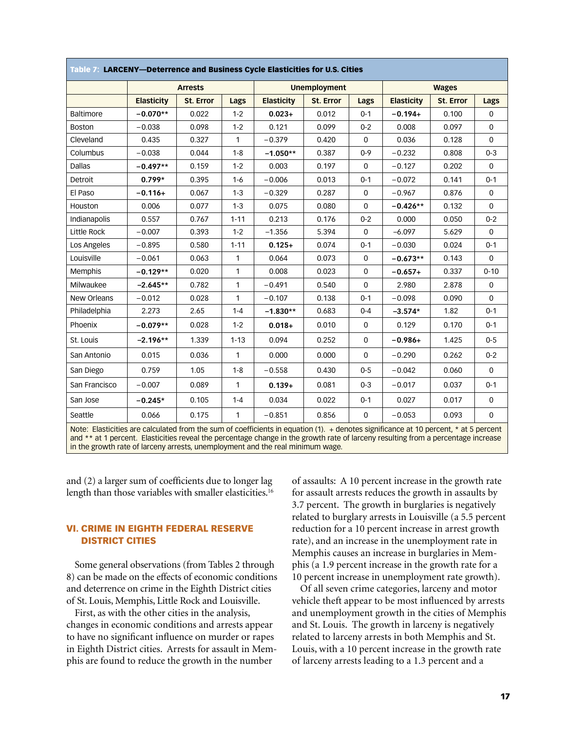**Table 7: LARCENY—Deterrence and Business Cycle Elasticities for U.S. Cities**

| | Arrests | | | Unemployment | | | Wages | | |
|---|---|---|---|---|---|---|---|---|---|
| | Elasticity | St. Error | Lags | Elasticity | St. Error | Lags | Elasticity | St. Error | Lags |
| Baltimore | **−0.070**** | 0.022 | 1-2 | **0.023+** | 0.012 | 0-1 | **−0.194+** | 0.100 | 0 |
| Boston | −0.038 | 0.098 | 1-2 | 0.121 | 0.099 | 0-2 | 0.008 | 0.097 | 0 |
| Cleveland | 0.435 | 0.327 | 1 | −0.379 | 0.420 | 0 | 0.036 | 0.128 | 0 |
| Columbus | −0.038 | 0.044 | 1-8 | **−1.050**** | 0.387 | 0-9 | −0.232 | 0.808 | 0-3 |
| Dallas | **−0.497**** | 0.159 | 1-2 | 0.003 | 0.197 | 0 | −0.127 | 0.202 | 0 |
| Detroit | **0.799*** | 0.395 | 1-6 | −0.006 | 0.013 | 0-1 | −0.072 | 0.141 | 0-1 |
| El Paso | **−0.116+** | 0.067 | 1-3 | −0.329 | 0.287 | 0 | −0.967 | 0.876 | 0 |
| Houston | 0.006 | 0.077 | 1-3 | 0.075 | 0.080 | 0 | **−0.426**** | 0.132 | 0 |
| Indianapolis | 0.557 | 0.767 | 1-11 | 0.213 | 0.176 | 0-2 | 0.000 | 0.050 | 0-2 |
| Little Rock | −0.007 | 0.393 | 1-2 | −1.356 | 5.394 | 0 | −6.097 | 5.629 | 0 |
| Los Angeles | −0.895 | 0.580 | 1-11 | **0.125+** | 0.074 | 0-1 | −0.030 | 0.024 | 0-1 |
| Louisville | −0.061 | 0.063 | 1 | 0.064 | 0.073 | 0 | **−0.673**** | 0.143 | 0 |
| Memphis | **−0.129**** | 0.020 | 1 | 0.008 | 0.023 | 0 | **−0.657+** | 0.337 | 0-10 |
| Milwaukee | **−2.645**** | 0.782 | 1 | −0.491 | 0.540 | 0 | 2.980 | 2.878 | 0 |
| New Orleans | −0.012 | 0.028 | 1 | −0.107 | 0.138 | 0-1 | −0.098 | 0.090 | 0 |
| Philadelphia | 2.273 | 2.65 | 1-4 | **−1.830**** | 0.683 | 0-4 | **−3.574*** | 1.82 | 0-1 |
| Phoenix | **−0.079**** | 0.028 | 1-2 | **0.018+** | 0.010 | 0 | 0.129 | 0.170 | 0-1 |
| St. Louis | **−2.196**** | 1.339 | 1-13 | 0.094 | 0.252 | 0 | **−0.986+** | 1.425 | 0-5 |
| San Antonio | 0.015 | 0.036 | 1 | 0.000 | 0.000 | 0 | −0.290 | 0.262 | 0-2 |
| San Diego | 0.759 | 1.05 | 1-8 | −0.558 | 0.430 | 0-5 | −0.042 | 0.060 | 0 |
| San Francisco | −0.007 | 0.089 | 1 | **0.139+** | 0.081 | 0-3 | −0.017 | 0.037 | 0-1 |
| San Jose | **−0.245*** | 0.105 | 1-4 | 0.034 | 0.022 | 0-1 | 0.027 | 0.017 | 0 |
| Seattle | 0.066 | 0.175 | 1 | −0.851 | 0.856 | 0 | −0.053 | 0.093 | 0 |

Note: Elasticities are calculated from the sum of coefficients in equation (1). + denotes significance at 10 percent, * at 5 percent and ** at 1 percent. Elasticities reveal the percentage change in the growth rate of larceny resulting from a percentage increase in the growth rate of larceny arrests, unemployment and the real minimum wage.

and (2) a larger sum of coefficients due to longer lag length than those variables with smaller elasticities.[16]

## VI. CRIME IN EIGHTH FEDERAL RESERVE DISTRICT CITIES

Some general observations (from Tables 2 through 8) can be made on the effects of economic conditions and deterrence on crime in the Eighth District cities of St. Louis, Memphis, Little Rock and Louisville.

First, as with the other cities in the analysis, changes in economic conditions and arrests appear to have no significant influence on murder or rapes in Eighth District cities. Arrests for assault in Memphis are found to reduce the growth in the number of assaults: A 10 percent increase in the growth rate for assault arrests reduces the growth in assaults by 3.7 percent. The growth in burglaries is negatively related to burglary arrests in Louisville (a 5.5 percent reduction for a 10 percent increase in arrest growth rate), and an increase in the unemployment rate in Memphis causes an increase in burglaries in Memphis (a 1.9 percent increase in the growth rate for a 10 percent increase in unemployment rate growth).

Of all seven crime categories, larceny and motor vehicle theft appear to be most influenced by arrests and unemployment growth in the cities of Memphis and St. Louis. The growth in larceny is negatively related to larceny arrests in both Memphis and St. Louis, with a 10 percent increase in the growth rate of larceny arrests leading to a 1.3 percent and a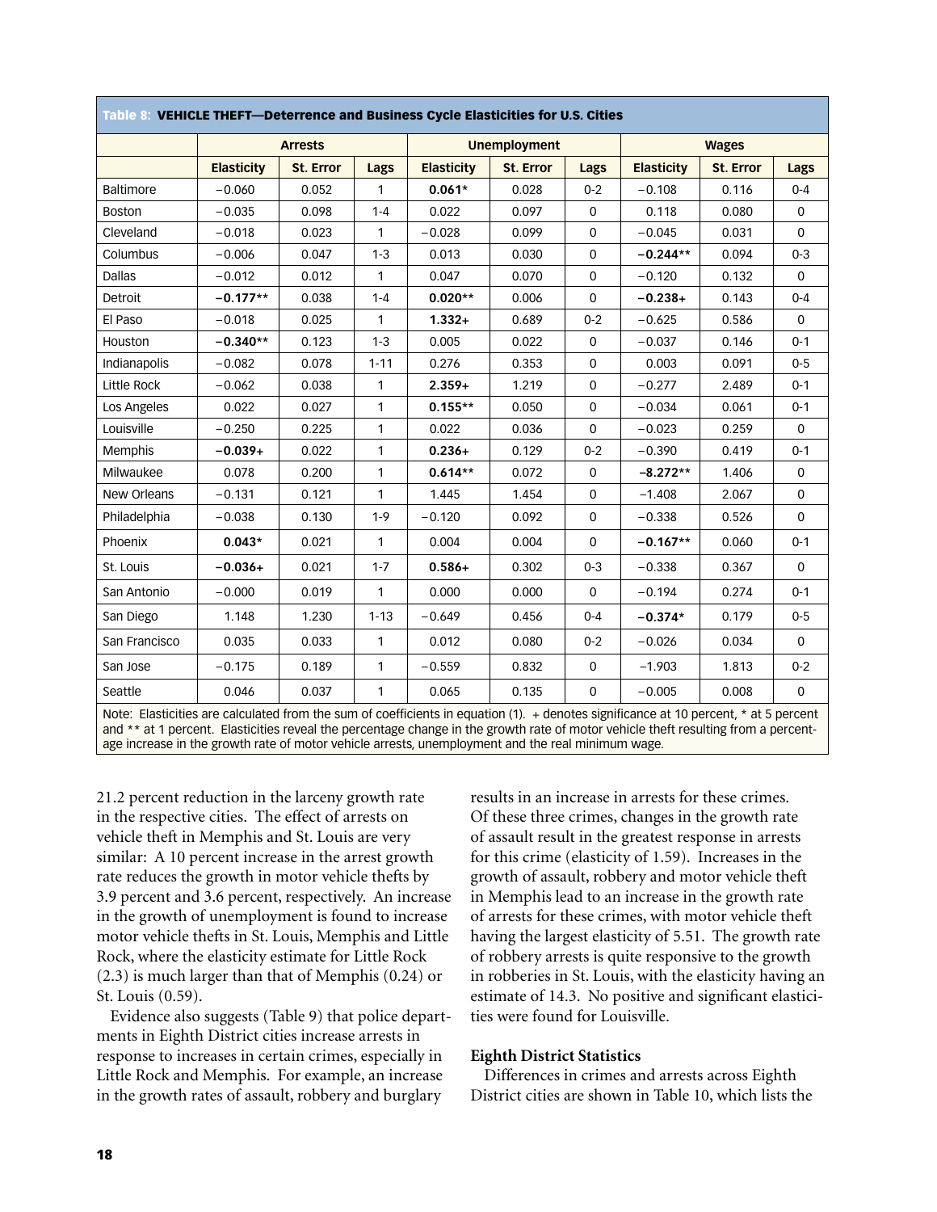**Table 8: VEHICLE THEFT—Deterrence and Business Cycle Elasticities for U.S. Cities**

| | Arrests | | | Unemployment | | | Wages | | |
|---|---|---|---|---|---|---|---|---|---|
| | Elasticity | St. Error | Lags | Elasticity | St. Error | Lags | Elasticity | St. Error | Lags |
| Baltimore | −0.060 | 0.052 | 1 | **0.061*** | 0.028 | 0-2 | −0.108 | 0.116 | 0-4 |
| Boston | −0.035 | 0.098 | 1-4 | 0.022 | 0.097 | 0 | 0.118 | 0.080 | 0 |
| Cleveland | −0.018 | 0.023 | 1 | −0.028 | 0.099 | 0 | −0.045 | 0.031 | 0 |
| Columbus | −0.006 | 0.047 | 1-3 | 0.013 | 0.030 | 0 | **−0.244**** | 0.094 | 0-3 |
| Dallas | −0.012 | 0.012 | 1 | 0.047 | 0.070 | 0 | −0.120 | 0.132 | 0 |
| Detroit | **−0.177**** | 0.038 | 1-4 | **0.020**** | 0.006 | 0 | **−0.238+** | 0.143 | 0-4 |
| El Paso | −0.018 | 0.025 | 1 | **1.332+** | 0.689 | 0-2 | −0.625 | 0.586 | 0 |
| Houston | **−0.340**** | 0.123 | 1-3 | 0.005 | 0.022 | 0 | −0.037 | 0.146 | 0-1 |
| Indianapolis | −0.082 | 0.078 | 1-11 | 0.276 | 0.353 | 0 | 0.003 | 0.091 | 0-5 |
| Little Rock | −0.062 | 0.038 | 1 | **2.359+** | 1.219 | 0 | −0.277 | 2.489 | 0-1 |
| Los Angeles | 0.022 | 0.027 | 1 | **0.155**** | 0.050 | 0 | −0.034 | 0.061 | 0-1 |
| Louisville | −0.250 | 0.225 | 1 | 0.022 | 0.036 | 0 | −0.023 | 0.259 | 0 |
| Memphis | **−0.039+** | 0.022 | 1 | **0.236+** | 0.129 | 0-2 | −0.390 | 0.419 | 0-1 |
| Milwaukee | 0.078 | 0.200 | 1 | **0.614**** | 0.072 | 0 | **−8.272**** | 1.406 | 0 |
| New Orleans | −0.131 | 0.121 | 1 | 1.445 | 1.454 | 0 | −1.408 | 2.067 | 0 |
| Philadelphia | −0.038 | 0.130 | 1-9 | −0.120 | 0.092 | 0 | −0.338 | 0.526 | 0 |
| Phoenix | **0.043*** | 0.021 | 1 | 0.004 | 0.004 | 0 | **−0.167**** | 0.060 | 0-1 |
| St. Louis | **−0.036+** | 0.021 | 1-7 | **0.586+** | 0.302 | 0-3 | −0.338 | 0.367 | 0 |
| San Antonio | −0.000 | 0.019 | 1 | 0.000 | 0.000 | 0 | −0.194 | 0.274 | 0-1 |
| San Diego | 1.148 | 1.230 | 1-13 | −0.649 | 0.456 | 0-4 | **−0.374*** | 0.179 | 0-5 |
| San Francisco | 0.035 | 0.033 | 1 | 0.012 | 0.080 | 0-2 | −0.026 | 0.034 | 0 |
| San Jose | −0.175 | 0.189 | 1 | −0.559 | 0.832 | 0 | −1.903 | 1.813 | 0-2 |
| Seattle | 0.046 | 0.037 | 1 | 0.065 | 0.135 | 0 | −0.005 | 0.008 | 0 |

Note: Elasticities are calculated from the sum of coefficients in equation (1). + denotes significance at 10 percent, * at 5 percent and ** at 1 percent. Elasticities reveal the percentage change in the growth rate of motor vehicle theft resulting from a percentage increase in the growth rate of motor vehicle arrests, unemployment and the real minimum wage.

21.2 percent reduction in the larceny growth rate in the respective cities. The effect of arrests on vehicle theft in Memphis and St. Louis are very similar: A 10 percent increase in the arrest growth rate reduces the growth in motor vehicle thefts by 3.9 percent and 3.6 percent, respectively. An increase in the growth of unemployment is found to increase motor vehicle thefts in St. Louis, Memphis and Little Rock, where the elasticity estimate for Little Rock (2.3) is much larger than that of Memphis (0.24) or St. Louis (0.59).

Evidence also suggests (Table 9) that police departments in Eighth District cities increase arrests in response to increases in certain crimes, especially in Little Rock and Memphis. For example, an increase in the growth rates of assault, robbery and burglary results in an increase in arrests for these crimes. Of these three crimes, changes in the growth rate of assault result in the greatest response in arrests for this crime (elasticity of 1.59). Increases in the growth of assault, robbery and motor vehicle theft in Memphis lead to an increase in the growth rate of arrests for these crimes, with motor vehicle theft having the largest elasticity of 5.51. The growth rate of robbery arrests is quite responsive to the growth in robberies in St. Louis, with the elasticity having an estimate of 14.3. No positive and significant elasticities were found for Louisville.

**Eighth District Statistics**

Differences in crimes and arrests across Eighth District cities are shown in Table 10, which lists the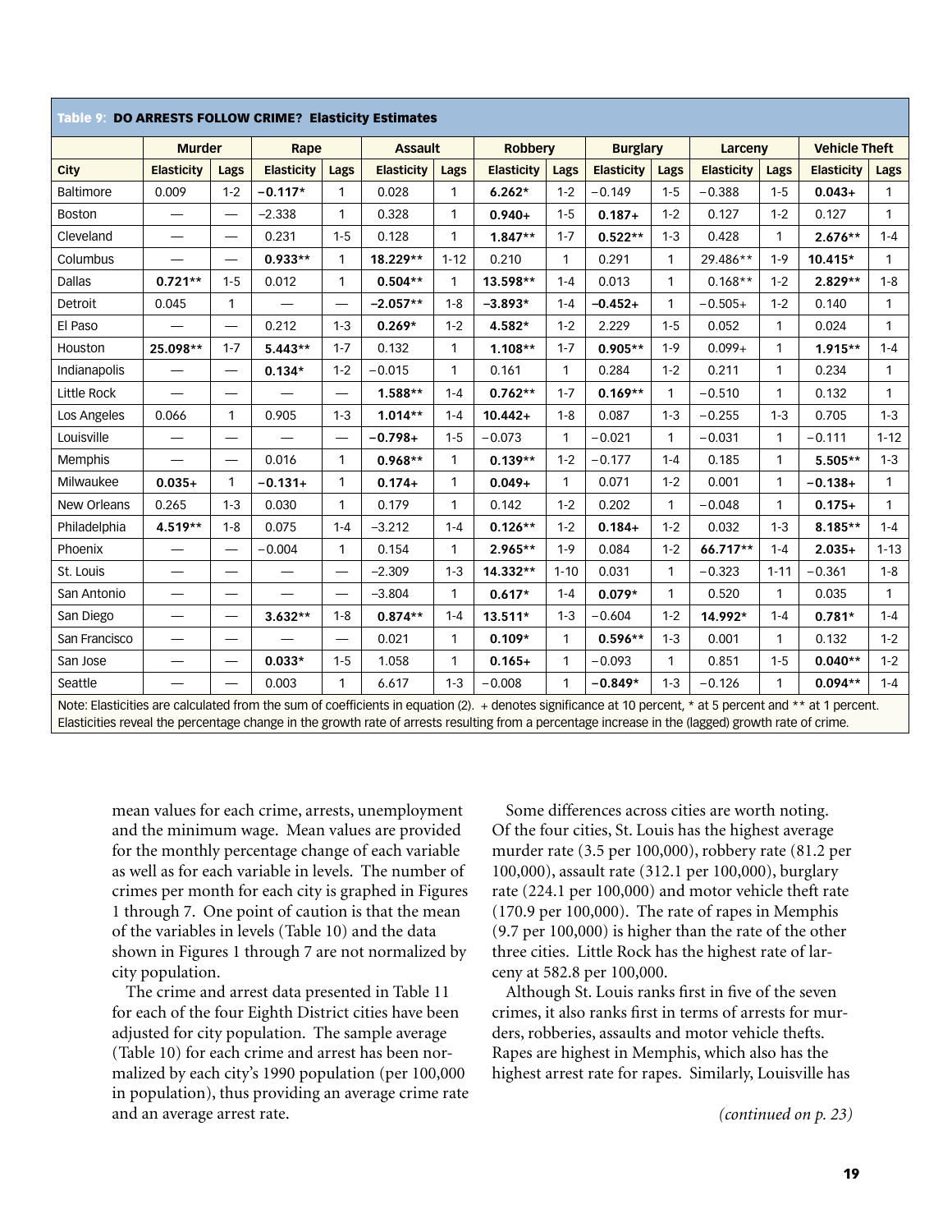**Table 9: DO ARRESTS FOLLOW CRIME? Elasticity Estimates**

| | Murder | | Rape | | Assault | | Robbery | | Burglary | | Larceny | | Vehicle Theft | |
|---|---|---|---|---|---|---|---|---|---|---|---|---|---|---|
| City | Elasticity | Lags | Elasticity | Lags | Elasticity | Lags | Elasticity | Lags | Elasticity | Lags | Elasticity | Lags | Elasticity | Lags |
| Baltimore | 0.009 | 1-2 | **−0.117*** | 1 | 0.028 | 1 | **6.262*** | 1-2 | −0.149 | 1-5 | −0.388 | 1-5 | **0.043+** | 1 |
| Boston | — | — | −2.338 | 1 | 0.328 | 1 | **0.940+** | 1-5 | **0.187+** | 1-2 | 0.127 | 1-2 | 0.127 | 1 |
| Cleveland | — | — | 0.231 | 1-5 | 0.128 | 1 | **1.847**** | 1-7 | **0.522**** | 1-3 | 0.428 | 1 | **2.676**** | 1-4 |
| Columbus | — | — | **0.933**** | 1 | **18.229**** | 1-12 | 0.210 | 1 | 0.291 | 1 | 29.486** | 1-9 | **10.415*** | 1 |
| Dallas | **0.721**** | 1-5 | 0.012 | 1 | **0.504**** | 1 | **13.598**** | 1-4 | 0.013 | 1 | 0.168** | 1-2 | **2.829**** | 1-8 |
| Detroit | 0.045 | 1 | — | — | **−2.057**** | 1-8 | **−3.893*** | 1-4 | **−0.452+** | 1 | −0.505+ | 1-2 | 0.140 | 1 |
| El Paso | — | — | 0.212 | 1-3 | **0.269*** | 1-2 | **4.582*** | 1-2 | 2.229 | 1-5 | 0.052 | 1 | 0.024 | 1 |
| Houston | **25.098**** | 1-7 | **5.443**** | 1-7 | 0.132 | 1 | **1.108**** | 1-7 | **0.905**** | 1-9 | 0.099+ | 1 | **1.915**** | 1-4 |
| Indianapolis | — | — | **0.134*** | 1-2 | −0.015 | 1 | 0.161 | 1 | 0.284 | 1-2 | 0.211 | 1 | 0.234 | 1 |
| Little Rock | — | — | — | — | **1.588**** | 1-4 | **0.762**** | 1-7 | **0.169**** | 1 | −0.510 | 1 | 0.132 | 1 |
| Los Angeles | 0.066 | 1 | 0.905 | 1-3 | **1.014**** | 1-4 | **10.442+** | 1-8 | 0.087 | 1-3 | −0.255 | 1-3 | 0.705 | 1-3 |
| Louisville | — | — | — | — | **−0.798+** | 1-5 | −0.073 | 1 | −0.021 | 1 | −0.031 | 1 | −0.111 | 1-12 |
| Memphis | — | — | 0.016 | 1 | **0.968**** | 1 | **0.139**** | 1-2 | −0.177 | 1-4 | 0.185 | 1 | **5.505**** | 1-3 |
| Milwaukee | **0.035+** | 1 | **−0.131+** | 1 | **0.174+** | 1 | **0.049+** | 1 | 0.071 | 1-2 | 0.001 | 1 | **−0.138+** | 1 |
| New Orleans | 0.265 | 1-3 | 0.030 | 1 | 0.179 | 1 | 0.142 | 1-2 | 0.202 | 1 | −0.048 | 1 | **0.175+** | 1 |
| Philadelphia | **4.519**** | 1-8 | 0.075 | 1-4 | −3.212 | 1-4 | **0.126**** | 1-2 | **0.184+** | 1-2 | 0.032 | 1-3 | **8.185**** | 1-4 |
| Phoenix | — | — | −0.004 | 1 | 0.154 | 1 | **2.965**** | 1-9 | 0.084 | 1-2 | **66.717**** | 1-4 | **2.035+** | 1-13 |
| St. Louis | — | — | — | — | −2.309 | 1-3 | **14.332**** | 1-10 | 0.031 | 1 | −0.323 | 1-11 | −0.361 | 1-8 |
| San Antonio | — | — | — | — | −3.804 | 1 | **0.617*** | 1-4 | **0.079*** | 1 | 0.520 | 1 | 0.035 | 1 |
| San Diego | — | — | **3.632**** | 1-8 | **0.874**** | 1-4 | **13.511*** | 1-3 | −0.604 | 1-2 | **14.992*** | 1-4 | **0.781*** | 1-4 |
| San Francisco | — | — | — | — | 0.021 | 1 | **0.109*** | 1 | **0.596**** | 1-3 | 0.001 | 1 | 0.132 | 1-2 |
| San Jose | — | — | **0.033*** | 1-5 | 1.058 | 1 | **0.165+** | 1 | −0.093 | 1 | 0.851 | 1-5 | **0.040**** | 1-2 |
| Seattle | — | — | 0.003 | 1 | 6.617 | 1-3 | −0.008 | 1 | **−0.849*** | 1-3 | −0.126 | 1 | **0.094**** | 1-4 |

Note: Elasticities are calculated from the sum of coefficients in equation (2). + denotes significance at 10 percent, * at 5 percent and ** at 1 percent. Elasticities reveal the percentage change in the growth rate of arrests resulting from a percentage increase in the (lagged) growth rate of crime.

mean values for each crime, arrests, unemployment and the minimum wage. Mean values are provided for the monthly percentage change of each variable as well as for each variable in levels. The number of crimes per month for each city is graphed in Figures 1 through 7. One point of caution is that the mean of the variables in levels (Table 10) and the data shown in Figures 1 through 7 are not normalized by city population.

The crime and arrest data presented in Table 11 for each of the four Eighth District cities have been adjusted for city population. The sample average (Table 10) for each crime and arrest has been normalized by each city's 1990 population (per 100,000 in population), thus providing an average crime rate and an average arrest rate.

Some differences across cities are worth noting. Of the four cities, St. Louis has the highest average murder rate (3.5 per 100,000), robbery rate (81.2 per 100,000), assault rate (312.1 per 100,000), burglary rate (224.1 per 100,000) and motor vehicle theft rate (170.9 per 100,000). The rate of rapes in Memphis (9.7 per 100,000) is higher than the rate of the other three cities. Little Rock has the highest rate of larceny at 582.8 per 100,000.

Although St. Louis ranks first in five of the seven crimes, it also ranks first in terms of arrests for murders, robberies, assaults and motor vehicle thefts. Rapes are highest in Memphis, which also has the highest arrest rate for rapes. Similarly, Louisville has

*(continued on p. 23)*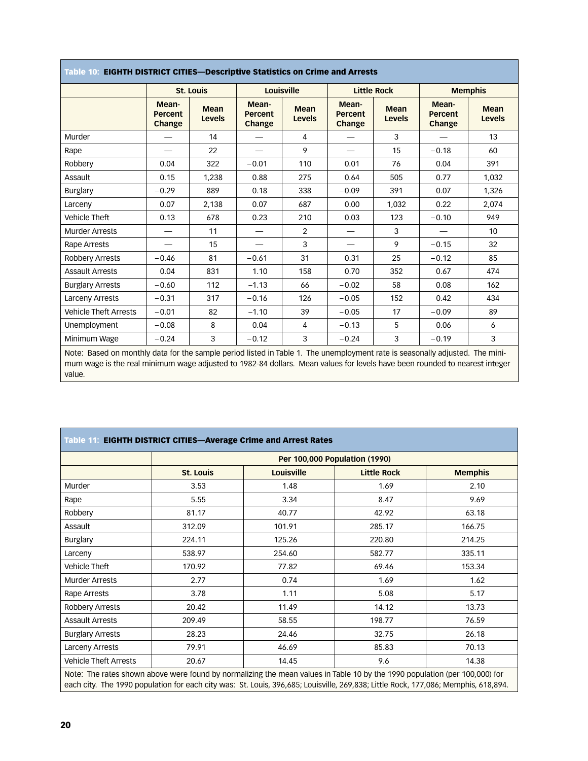**Table 10: EIGHTH DISTRICT CITIES—Descriptive Statistics on Crime and Arrests**

| | St. Louis | | Louisville | | Little Rock | | Memphis | |
|---|---|---|---|---|---|---|---|---|
| | Mean-Percent Change | Mean Levels | Mean-Percent Change | Mean Levels | Mean-Percent Change | Mean Levels | Mean-Percent Change | Mean Levels |
| Murder | — | 14 | — | 4 | — | 3 | — | 13 |
| Rape | — | 22 | — | 9 | — | 15 | −0.18 | 60 |
| Robbery | 0.04 | 322 | −0.01 | 110 | 0.01 | 76 | 0.04 | 391 |
| Assault | 0.15 | 1,238 | 0.88 | 275 | 0.64 | 505 | 0.77 | 1,032 |
| Burglary | −0.29 | 889 | 0.18 | 338 | −0.09 | 391 | 0.07 | 1,326 |
| Larceny | 0.07 | 2,138 | 0.07 | 687 | 0.00 | 1,032 | 0.22 | 2,074 |
| Vehicle Theft | 0.13 | 678 | 0.23 | 210 | 0.03 | 123 | −0.10 | 949 |
| Murder Arrests | — | 11 | — | 2 | — | 3 | — | 10 |
| Rape Arrests | — | 15 | — | 3 | — | 9 | −0.15 | 32 |
| Robbery Arrests | −0.46 | 81 | −0.61 | 31 | 0.31 | 25 | −0.12 | 85 |
| Assault Arrests | 0.04 | 831 | 1.10 | 158 | 0.70 | 352 | 0.67 | 474 |
| Burglary Arrests | −0.60 | 112 | −1.13 | 66 | −0.02 | 58 | 0.08 | 162 |
| Larceny Arrests | −0.31 | 317 | −0.16 | 126 | −0.05 | 152 | 0.42 | 434 |
| Vehicle Theft Arrests | −0.01 | 82 | −1.10 | 39 | −0.05 | 17 | −0.09 | 89 |
| Unemployment | −0.08 | 8 | 0.04 | 4 | −0.13 | 5 | 0.06 | 6 |
| Minimum Wage | −0.24 | 3 | −0.12 | 3 | −0.24 | 3 | −0.19 | 3 |

Note: Based on monthly data for the sample period listed in Table 1. The unemployment rate is seasonally adjusted. The minimum wage is the real minimum wage adjusted to 1982-84 dollars. Mean values for levels have been rounded to nearest integer value.

**Table 11: EIGHTH DISTRICT CITIES—Average Crime and Arrest Rates**

| | Per 100,000 Population (1990) | | | |
|---|---|---|---|---|
| | St. Louis | Louisville | Little Rock | Memphis |
| Murder | 3.53 | 1.48 | 1.69 | 2.10 |
| Rape | 5.55 | 3.34 | 8.47 | 9.69 |
| Robbery | 81.17 | 40.77 | 42.92 | 63.18 |
| Assault | 312.09 | 101.91 | 285.17 | 166.75 |
| Burglary | 224.11 | 125.26 | 220.80 | 214.25 |
| Larceny | 538.97 | 254.60 | 582.77 | 335.11 |
| Vehicle Theft | 170.92 | 77.82 | 69.46 | 153.34 |
| Murder Arrests | 2.77 | 0.74 | 1.69 | 1.62 |
| Rape Arrests | 3.78 | 1.11 | 5.08 | 5.17 |
| Robbery Arrests | 20.42 | 11.49 | 14.12 | 13.73 |
| Assault Arrests | 209.49 | 58.55 | 198.77 | 76.59 |
| Burglary Arrests | 28.23 | 24.46 | 32.75 | 26.18 |
| Larceny Arrests | 79.91 | 46.69 | 85.83 | 70.13 |
| Vehicle Theft Arrests | 20.67 | 14.45 | 9.6 | 14.38 |

Note: The rates shown above were found by normalizing the mean values in Table 10 by the 1990 population (per 100,000) for each city. The 1990 population for each city was: St. Louis, 396,685; Louisville, 269,838; Little Rock, 177,086; Memphis, 618,894.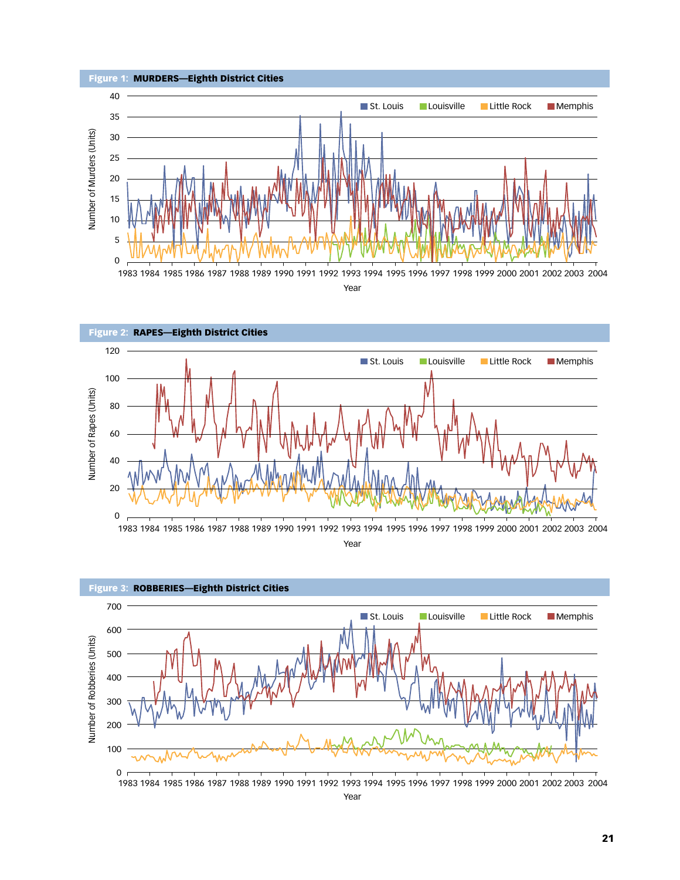**Figure 1: MURDERS—Eighth District Cities**

**Figure 2: RAPES—Eighth District Cities**

**Figure 3: ROBBERIES—Eighth District Cities**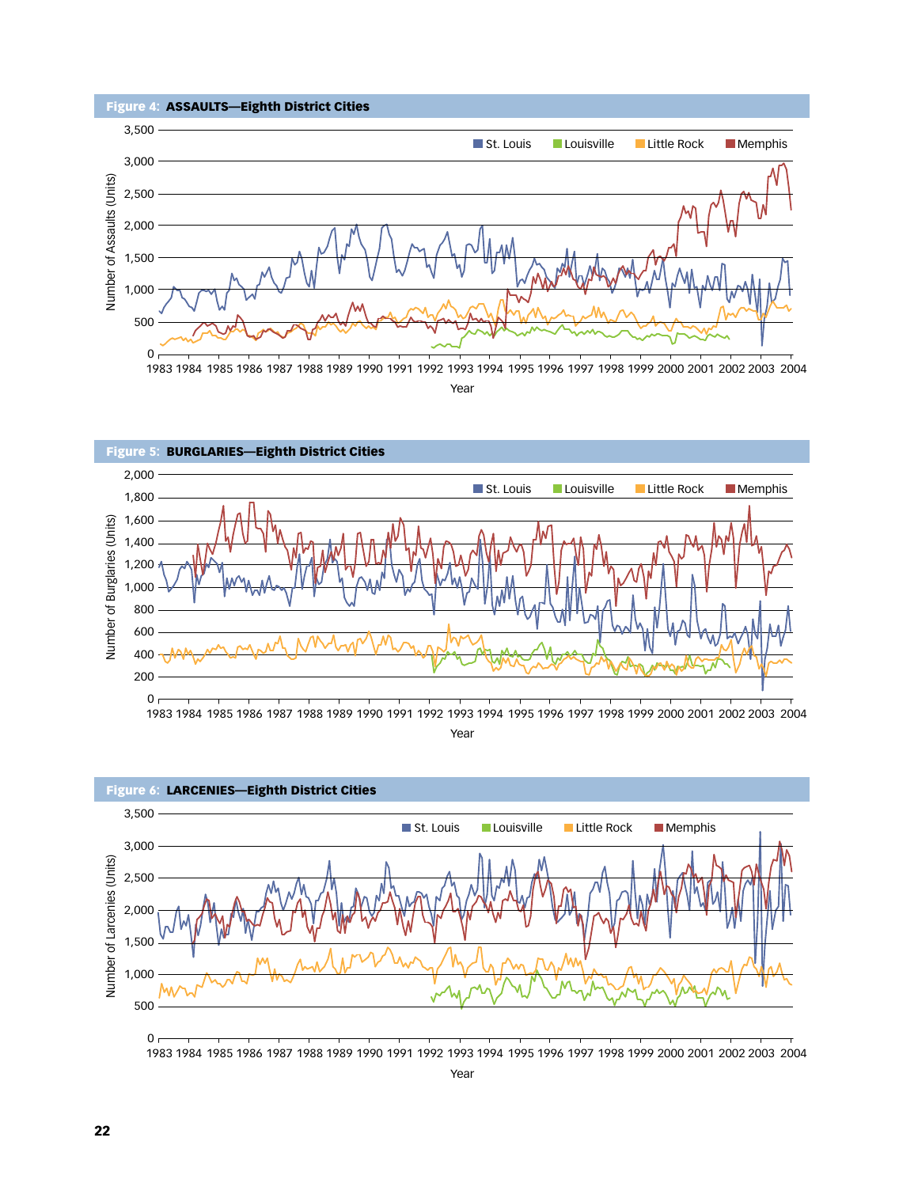**Figure 4: ASSAULTS—Eighth District Cities**

**Figure 5: BURGLARIES—Eighth District Cities**

**Figure 6: LARCENIES—Eighth District Cities**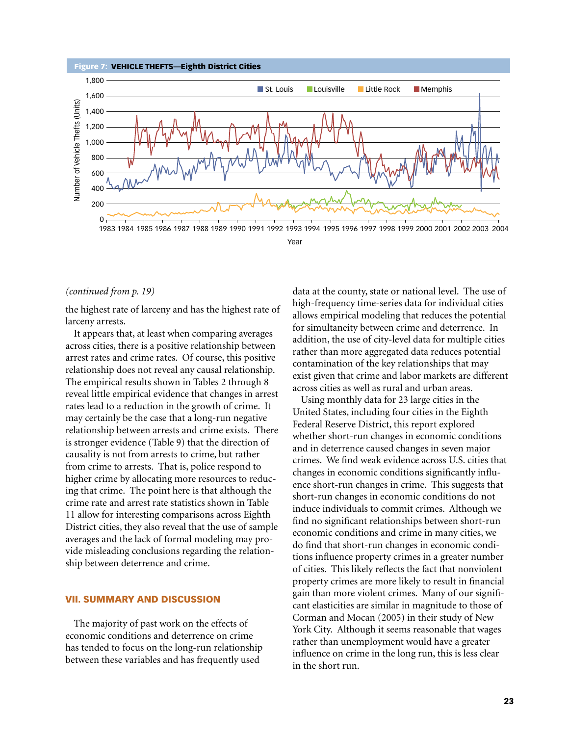**Figure 7: VEHICLE THEFTS—Eighth District Cities**

*(continued from p. 19)*

the highest rate of larceny and has the highest rate of larceny arrests.

It appears that, at least when comparing averages across cities, there is a positive relationship between arrest rates and crime rates. Of course, this positive relationship does not reveal any causal relationship. The empirical results shown in Tables 2 through 8 reveal little empirical evidence that changes in arrest rates lead to a reduction in the growth of crime. It may certainly be the case that a long-run negative relationship between arrests and crime exists. There is stronger evidence (Table 9) that the direction of causality is not from arrests to crime, but rather from crime to arrests. That is, police respond to higher crime by allocating more resources to reducing that crime. The point here is that although the crime rate and arrest rate statistics shown in Table 11 allow for interesting comparisons across Eighth District cities, they also reveal that the use of sample averages and the lack of formal modeling may provide misleading conclusions regarding the relationship between deterrence and crime.

## VII. SUMMARY AND DISCUSSION

The majority of past work on the effects of economic conditions and deterrence on crime has tended to focus on the long-run relationship between these variables and has frequently used data at the county, state or national level. The use of high-frequency time-series data for individual cities allows empirical modeling that reduces the potential for simultaneity between crime and deterrence. In addition, the use of city-level data for multiple cities rather than more aggregated data reduces potential contamination of the key relationships that may exist given that crime and labor markets are different across cities as well as rural and urban areas.

Using monthly data for 23 large cities in the United States, including four cities in the Eighth Federal Reserve District, this report explored whether short-run changes in economic conditions and in deterrence caused changes in seven major crimes. We find weak evidence across U.S. cities that changes in economic conditions significantly influence short-run changes in crime. This suggests that short-run changes in economic conditions do not induce individuals to commit crimes. Although we find no significant relationships between short-run economic conditions and crime in many cities, we do find that short-run changes in economic conditions influence property crimes in a greater number of cities. This likely reflects the fact that nonviolent property crimes are more likely to result in financial gain than more violent crimes. Many of our significant elasticities are similar in magnitude to those of Corman and Mocan (2005) in their study of New York City. Although it seems reasonable that wages rather than unemployment would have a greater influence on crime in the long run, this is less clear in the short run.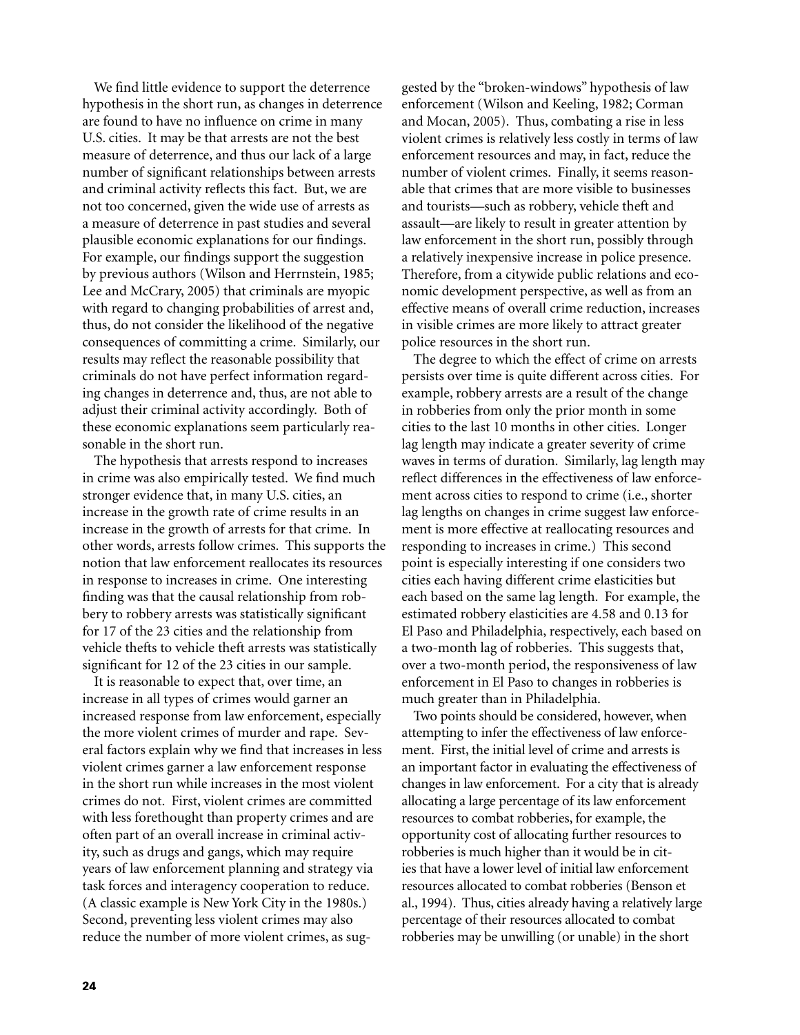We find little evidence to support the deterrence hypothesis in the short run, as changes in deterrence are found to have no influence on crime in many U.S. cities. It may be that arrests are not the best measure of deterrence, and thus our lack of a large number of significant relationships between arrests and criminal activity reflects this fact. But, we are not too concerned, given the wide use of arrests as a measure of deterrence in past studies and several plausible economic explanations for our findings. For example, our findings support the suggestion by previous authors (Wilson and Herrnstein, 1985; Lee and McCrary, 2005) that criminals are myopic with regard to changing probabilities of arrest and, thus, do not consider the likelihood of the negative consequences of committing a crime. Similarly, our results may reflect the reasonable possibility that criminals do not have perfect information regarding changes in deterrence and, thus, are not able to adjust their criminal activity accordingly. Both of these economic explanations seem particularly reasonable in the short run.

The hypothesis that arrests respond to increases in crime was also empirically tested. We find much stronger evidence that, in many U.S. cities, an increase in the growth rate of crime results in an increase in the growth of arrests for that crime. In other words, arrests follow crimes. This supports the notion that law enforcement reallocates its resources in response to increases in crime. One interesting finding was that the causal relationship from robbery to robbery arrests was statistically significant for 17 of the 23 cities and the relationship from vehicle thefts to vehicle theft arrests was statistically significant for 12 of the 23 cities in our sample.

It is reasonable to expect that, over time, an increase in all types of crimes would garner an increased response from law enforcement, especially the more violent crimes of murder and rape. Several factors explain why we find that increases in less violent crimes garner a law enforcement response in the short run while increases in the most violent crimes do not. First, violent crimes are committed with less forethought than property crimes and are often part of an overall increase in criminal activity, such as drugs and gangs, which may require years of law enforcement planning and strategy via task forces and interagency cooperation to reduce. (A classic example is New York City in the 1980s.) Second, preventing less violent crimes may also reduce the number of more violent crimes, as suggested by the "broken-windows" hypothesis of law enforcement (Wilson and Keeling, 1982; Corman and Mocan, 2005). Thus, combating a rise in less violent crimes is relatively less costly in terms of law enforcement resources and may, in fact, reduce the number of violent crimes. Finally, it seems reasonable that crimes that are more visible to businesses and tourists—such as robbery, vehicle theft and assault—are likely to result in greater attention by law enforcement in the short run, possibly through a relatively inexpensive increase in police presence. Therefore, from a citywide public relations and economic development perspective, as well as from an effective means of overall crime reduction, increases in visible crimes are more likely to attract greater police resources in the short run.

The degree to which the effect of crime on arrests persists over time is quite different across cities. For example, robbery arrests are a result of the change in robberies from only the prior month in some cities to the last 10 months in other cities. Longer lag length may indicate a greater severity of crime waves in terms of duration. Similarly, lag length may reflect differences in the effectiveness of law enforcement across cities to respond to crime (i.e., shorter lag lengths on changes in crime suggest law enforcement is more effective at reallocating resources and responding to increases in crime.) This second point is especially interesting if one considers two cities each having different crime elasticities but each based on the same lag length. For example, the estimated robbery elasticities are 4.58 and 0.13 for El Paso and Philadelphia, respectively, each based on a two-month lag of robberies. This suggests that, over a two-month period, the responsiveness of law enforcement in El Paso to changes in robberies is much greater than in Philadelphia.

Two points should be considered, however, when attempting to infer the effectiveness of law enforcement. First, the initial level of crime and arrests is an important factor in evaluating the effectiveness of changes in law enforcement. For a city that is already allocating a large percentage of its law enforcement resources to combat robberies, for example, the opportunity cost of allocating further resources to robberies is much higher than it would be in cities that have a lower level of initial law enforcement resources allocated to combat robberies (Benson et al., 1994). Thus, cities already having a relatively large percentage of their resources allocated to combat robberies may be unwilling (or unable) in the short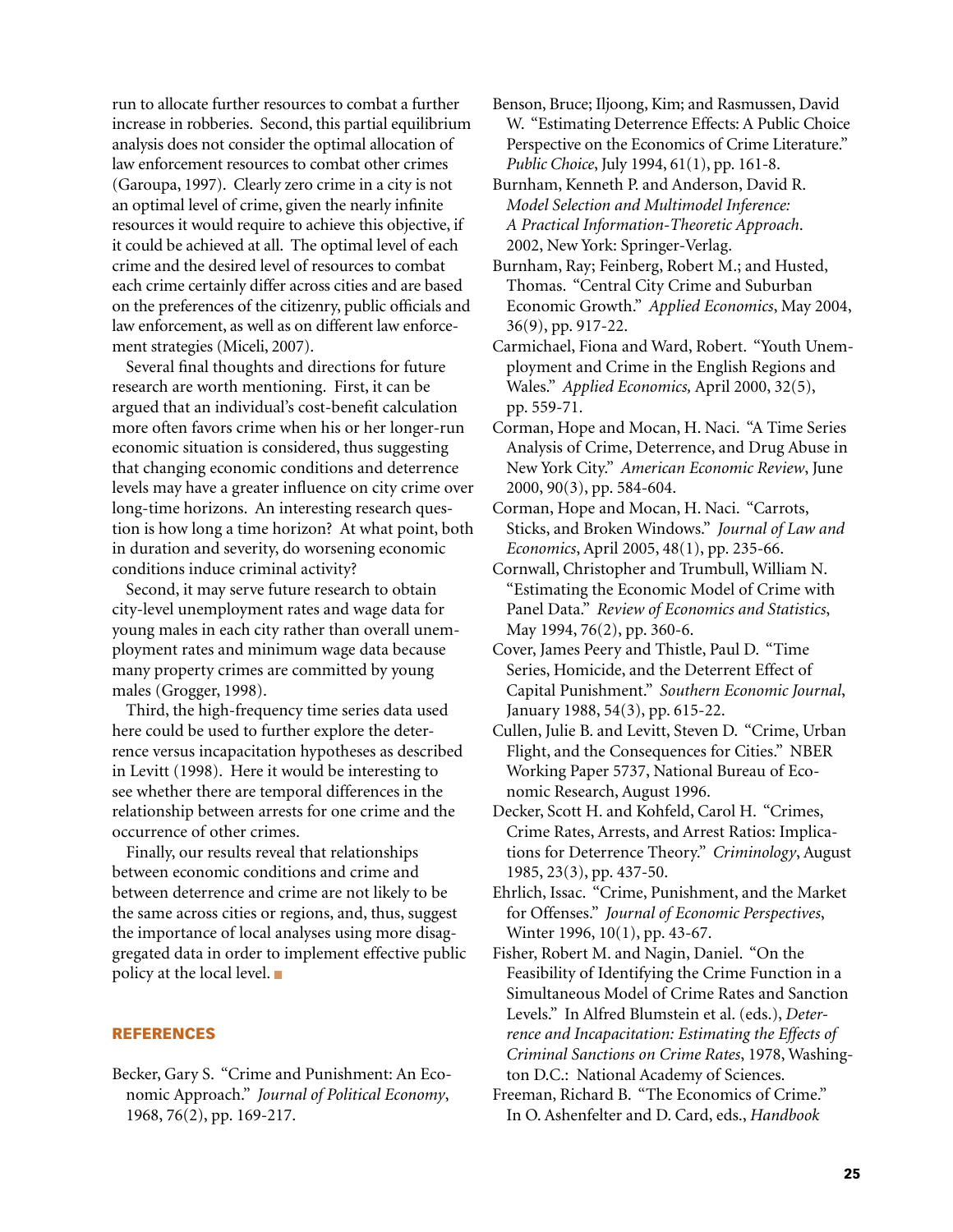run to allocate further resources to combat a further increase in robberies. Second, this partial equilibrium analysis does not consider the optimal allocation of law enforcement resources to combat other crimes (Garoupa, 1997). Clearly zero crime in a city is not an optimal level of crime, given the nearly infinite resources it would require to achieve this objective, if it could be achieved at all. The optimal level of each crime and the desired level of resources to combat each crime certainly differ across cities and are based on the preferences of the citizenry, public officials and law enforcement, as well as on different law enforcement strategies (Miceli, 2007).

Several final thoughts and directions for future research are worth mentioning. First, it can be argued that an individual's cost-benefit calculation more often favors crime when his or her longer-run economic situation is considered, thus suggesting that changing economic conditions and deterrence levels may have a greater influence on city crime over long-time horizons. An interesting research question is how long a time horizon? At what point, both in duration and severity, do worsening economic conditions induce criminal activity?

Second, it may serve future research to obtain city-level unemployment rates and wage data for young males in each city rather than overall unemployment rates and minimum wage data because many property crimes are committed by young males (Grogger, 1998).

Third, the high-frequency time series data used here could be used to further explore the deterrence versus incapacitation hypotheses as described in Levitt (1998). Here it would be interesting to see whether there are temporal differences in the relationship between arrests for one crime and the occurrence of other crimes.

Finally, our results reveal that relationships between economic conditions and crime and between deterrence and crime are not likely to be the same across cities or regions, and, thus, suggest the importance of local analyses using more disaggregated data in order to implement effective public policy at the local level. ■

## REFERENCES

Becker, Gary S. "Crime and Punishment: An Economic Approach." *Journal of Political Economy*, 1968, 76(2), pp. 169-217.

Benson, Bruce; Iljoong, Kim; and Rasmussen, David W. "Estimating Deterrence Effects: A Public Choice Perspective on the Economics of Crime Literature." *Public Choice*, July 1994, 61(1), pp. 161-8.

Burnham, Kenneth P. and Anderson, David R. *Model Selection and Multimodel Inference: A Practical Information-Theoretic Approach*. 2002, New York: Springer-Verlag.

Burnham, Ray; Feinberg, Robert M.; and Husted, Thomas. "Central City Crime and Suburban Economic Growth." *Applied Economics*, May 2004, 36(9), pp. 917-22.

Carmichael, Fiona and Ward, Robert. "Youth Unemployment and Crime in the English Regions and Wales." *Applied Economics,* April 2000, 32(5), pp. 559-71.

Corman, Hope and Mocan, H. Naci. "A Time Series Analysis of Crime, Deterrence, and Drug Abuse in New York City." *American Economic Review*, June 2000, 90(3), pp. 584-604.

Corman, Hope and Mocan, H. Naci. "Carrots, Sticks, and Broken Windows." *Journal of Law and Economics*, April 2005, 48(1), pp. 235-66.

Cornwall, Christopher and Trumbull, William N. "Estimating the Economic Model of Crime with Panel Data." *Review of Economics and Statistics*, May 1994, 76(2), pp. 360-6.

Cover, James Peery and Thistle, Paul D. "Time Series, Homicide, and the Deterrent Effect of Capital Punishment." *Southern Economic Journal*, January 1988, 54(3), pp. 615-22.

Cullen, Julie B. and Levitt, Steven D. "Crime, Urban Flight, and the Consequences for Cities." NBER Working Paper 5737, National Bureau of Economic Research, August 1996.

Decker, Scott H. and Kohfeld, Carol H. "Crimes, Crime Rates, Arrests, and Arrest Ratios: Implications for Deterrence Theory." *Criminology*, August 1985, 23(3), pp. 437-50.

Ehrlich, Issac. "Crime, Punishment, and the Market for Offenses." *Journal of Economic Perspectives*, Winter 1996, 10(1), pp. 43-67.

Fisher, Robert M. and Nagin, Daniel. "On the Feasibility of Identifying the Crime Function in a Simultaneous Model of Crime Rates and Sanction Levels." In Alfred Blumstein et al. (eds.), *Deterrence and Incapacitation: Estimating the Effects of Criminal Sanctions on Crime Rates*, 1978, Washington D.C.: National Academy of Sciences.

Freeman, Richard B. "The Economics of Crime." In O. Ashenfelter and D. Card, eds., *Handbook*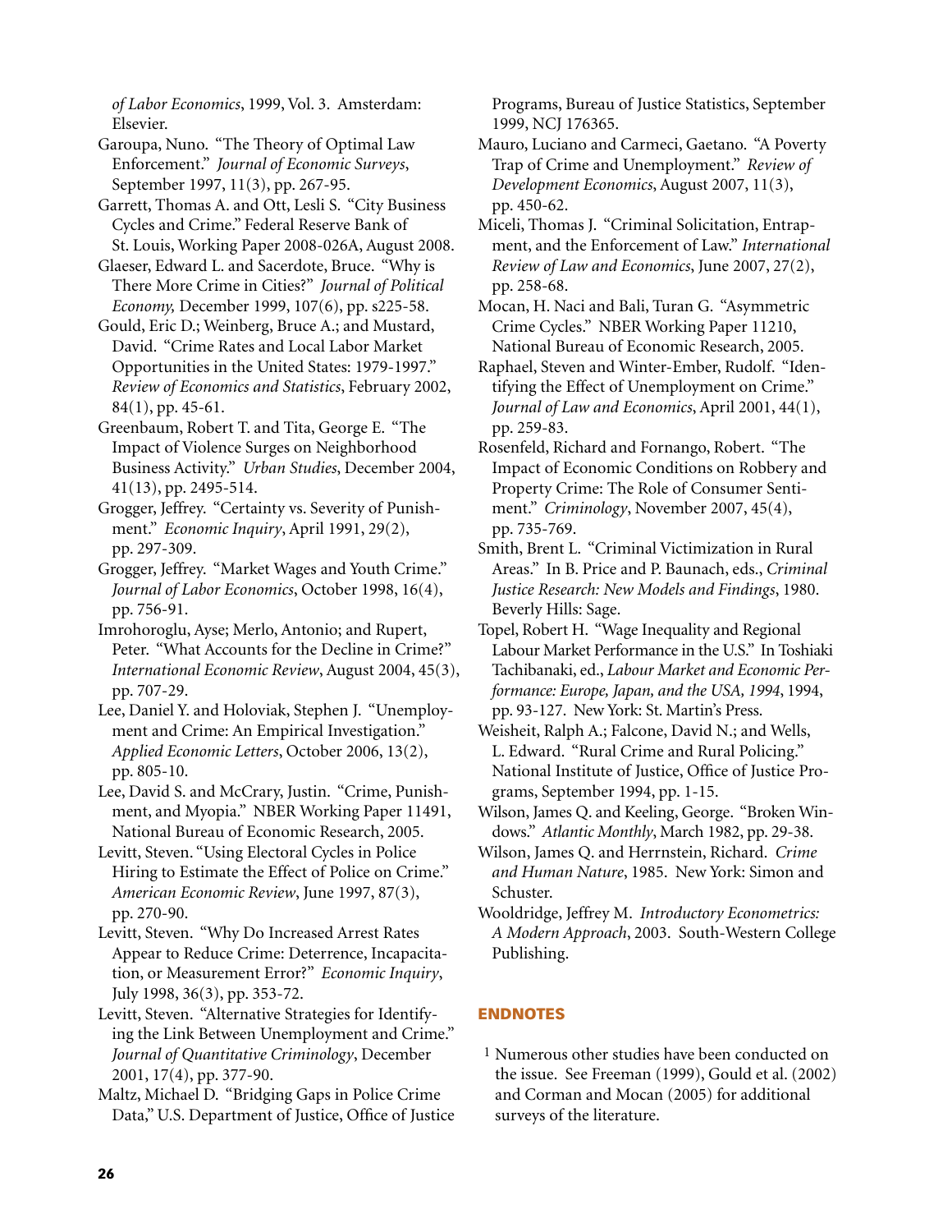*of Labor Economics*, 1999, Vol. 3. Amsterdam: Elsevier.

Garoupa, Nuno. "The Theory of Optimal Law Enforcement." *Journal of Economic Surveys*, September 1997, 11(3), pp. 267-95.

Garrett, Thomas A. and Ott, Lesli S. "City Business Cycles and Crime." Federal Reserve Bank of St. Louis, Working Paper 2008-026A, August 2008.

Glaeser, Edward L. and Sacerdote, Bruce. "Why is There More Crime in Cities?" *Journal of Political Economy,* December 1999, 107(6), pp. s225-58.

Gould, Eric D.; Weinberg, Bruce A.; and Mustard, David. "Crime Rates and Local Labor Market Opportunities in the United States: 1979-1997." *Review of Economics and Statistics*, February 2002, 84(1), pp. 45-61.

Greenbaum, Robert T. and Tita, George E. "The Impact of Violence Surges on Neighborhood Business Activity." *Urban Studies*, December 2004, 41(13), pp. 2495-514.

Grogger, Jeffrey. "Certainty vs. Severity of Punishment." *Economic Inquiry*, April 1991, 29(2), pp. 297-309.

Grogger, Jeffrey. "Market Wages and Youth Crime." *Journal of Labor Economics*, October 1998, 16(4), pp. 756-91.

Imrohoroglu, Ayse; Merlo, Antonio; and Rupert, Peter. "What Accounts for the Decline in Crime?" *International Economic Review*, August 2004, 45(3), pp. 707-29.

Lee, Daniel Y. and Holoviak, Stephen J. "Unemployment and Crime: An Empirical Investigation." *Applied Economic Letters*, October 2006, 13(2), pp. 805-10.

Lee, David S. and McCrary, Justin. "Crime, Punishment, and Myopia." NBER Working Paper 11491, National Bureau of Economic Research, 2005.

Levitt, Steven. "Using Electoral Cycles in Police Hiring to Estimate the Effect of Police on Crime." *American Economic Review*, June 1997, 87(3), pp. 270-90.

Levitt, Steven. "Why Do Increased Arrest Rates Appear to Reduce Crime: Deterrence, Incapacitation, or Measurement Error?" *Economic Inquiry*, July 1998, 36(3), pp. 353-72.

Levitt, Steven. "Alternative Strategies for Identifying the Link Between Unemployment and Crime." *Journal of Quantitative Criminology*, December 2001, 17(4), pp. 377-90.

Maltz, Michael D. "Bridging Gaps in Police Crime Data," U.S. Department of Justice, Office of Justice Programs, Bureau of Justice Statistics, September 1999, NCJ 176365.

Mauro, Luciano and Carmeci, Gaetano. "A Poverty Trap of Crime and Unemployment." *Review of Development Economics*, August 2007, 11(3), pp. 450-62.

Miceli, Thomas J. "Criminal Solicitation, Entrapment, and the Enforcement of Law." *International Review of Law and Economics*, June 2007, 27(2), pp. 258-68.

Mocan, H. Naci and Bali, Turan G. "Asymmetric Crime Cycles." NBER Working Paper 11210, National Bureau of Economic Research, 2005.

Raphael, Steven and Winter-Ember, Rudolf. "Identifying the Effect of Unemployment on Crime." *Journal of Law and Economics*, April 2001, 44(1), pp. 259-83.

Rosenfeld, Richard and Fornango, Robert. "The Impact of Economic Conditions on Robbery and Property Crime: The Role of Consumer Sentiment." *Criminology*, November 2007, 45(4), pp. 735-769.

Smith, Brent L. "Criminal Victimization in Rural Areas." In B. Price and P. Baunach, eds., *Criminal Justice Research: New Models and Findings*, 1980. Beverly Hills: Sage.

Topel, Robert H. "Wage Inequality and Regional Labour Market Performance in the U.S." In Toshiaki Tachibanaki, ed., *Labour Market and Economic Performance: Europe, Japan, and the USA, 1994*, 1994, pp. 93-127. New York: St. Martin's Press.

Weisheit, Ralph A.; Falcone, David N.; and Wells, L. Edward. "Rural Crime and Rural Policing." National Institute of Justice, Office of Justice Programs, September 1994, pp. 1-15.

Wilson, James Q. and Keeling, George. "Broken Windows." *Atlantic Monthly*, March 1982, pp. 29-38.

Wilson, James Q. and Herrnstein, Richard. *Crime and Human Nature*, 1985. New York: Simon and Schuster.

Wooldridge, Jeffrey M. *Introductory Econometrics: A Modern Approach*, 2003. South-Western College Publishing.

## ENDNOTES

[1] Numerous other studies have been conducted on the issue. See Freeman (1999), Gould et al. (2002) and Corman and Mocan (2005) for additional surveys of the literature.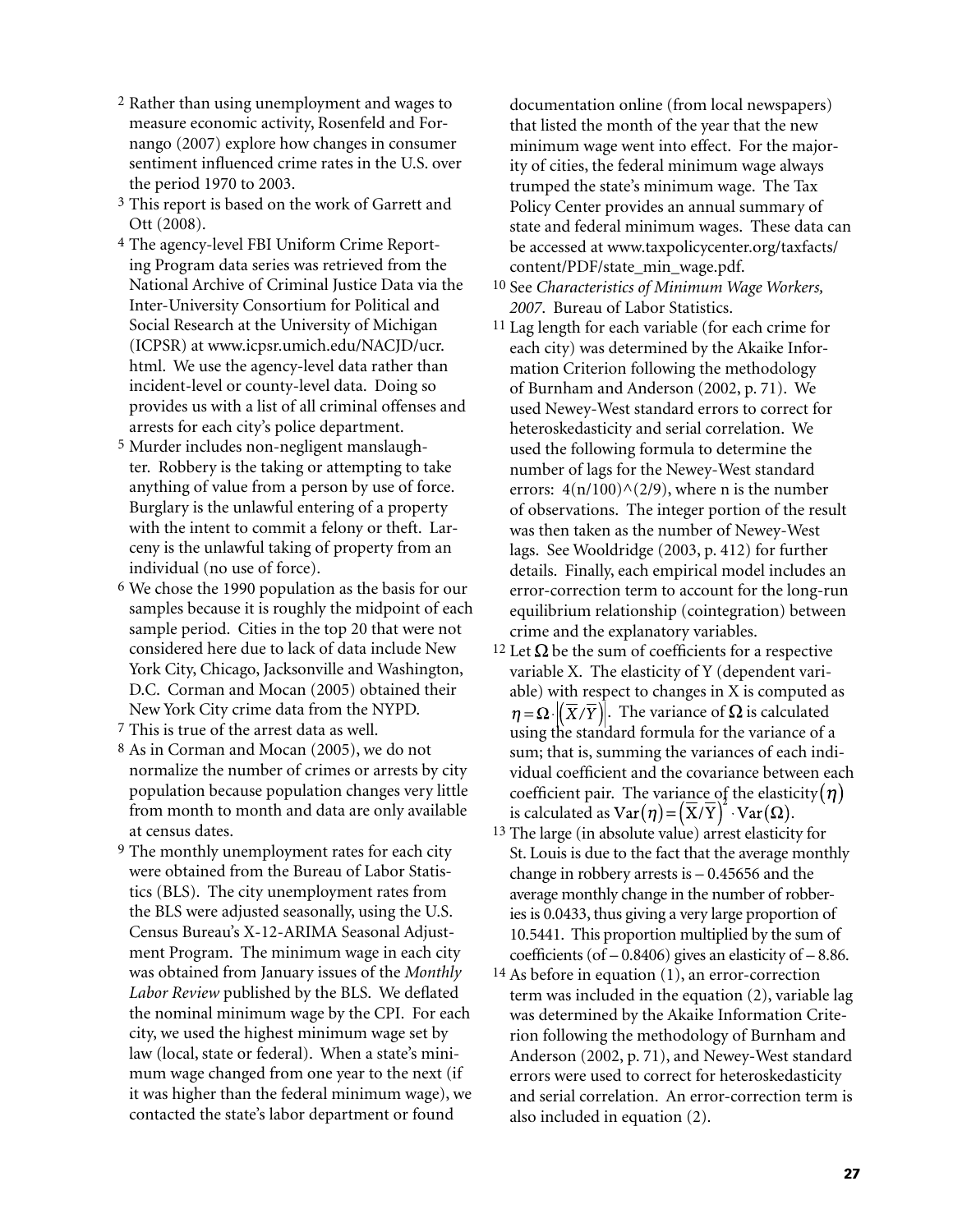2 Rather than using unemployment and wages to measure economic activity, Rosenfeld and Fornango (2007) explore how changes in consumer sentiment influenced crime rates in the U.S. over the period 1970 to 2003.

3 This report is based on the work of Garrett and Ott (2008).

4 The agency-level FBI Uniform Crime Reporting Program data series was retrieved from the National Archive of Criminal Justice Data via the Inter-University Consortium for Political and Social Research at the University of Michigan (ICPSR) at www.icpsr.umich.edu/NACJD/ucr.html. We use the agency-level data rather than incident-level or county-level data. Doing so provides us with a list of all criminal offenses and arrests for each city's police department.

5 Murder includes non-negligent manslaughter. Robbery is the taking or attempting to take anything of value from a person by use of force. Burglary is the unlawful entering of a property with the intent to commit a felony or theft. Larceny is the unlawful taking of property from an individual (no use of force).

6 We chose the 1990 population as the basis for our samples because it is roughly the midpoint of each sample period. Cities in the top 20 that were not considered here due to lack of data include New York City, Chicago, Jacksonville and Washington, D.C. Corman and Mocan (2005) obtained their New York City crime data from the NYPD.

7 This is true of the arrest data as well.

8 As in Corman and Mocan (2005), we do not normalize the number of crimes or arrests by city population because population changes very little from month to month and data are only available at census dates.

9 The monthly unemployment rates for each city were obtained from the Bureau of Labor Statistics (BLS). The city unemployment rates from the BLS were adjusted seasonally, using the U.S. Census Bureau's X-12-ARIMA Seasonal Adjustment Program. The minimum wage in each city was obtained from January issues of the *Monthly Labor Review* published by the BLS. We deflated the nominal minimum wage by the CPI. For each city, we used the highest minimum wage set by law (local, state or federal). When a state's minimum wage changed from one year to the next (if it was higher than the federal minimum wage), we contacted the state's labor department or found documentation online (from local newspapers) that listed the month of the year that the new minimum wage went into effect. For the majority of cities, the federal minimum wage always trumped the state's minimum wage. The Tax Policy Center provides an annual summary of state and federal minimum wages. These data can be accessed at www.taxpolicycenter.org/taxfacts/content/PDF/state_min_wage.pdf.

10 See *Characteristics of Minimum Wage Workers, 2007*. Bureau of Labor Statistics.

11 Lag length for each variable (for each crime for each city) was determined by the Akaike Information Criterion following the methodology of Burnham and Anderson (2002, p. 71). We used Newey-West standard errors to correct for heteroskedasticity and serial correlation. We used the following formula to determine the number of lags for the Newey-West standard errors: 4(n/100)^(2/9), where n is the number of observations. The integer portion of the result was then taken as the number of Newey-West lags. See Wooldridge (2003, p. 412) for further details. Finally, each empirical model includes an error-correction term to account for the long-run equilibrium relationship (cointegration) between crime and the explanatory variables.

12 Let $\Omega$ be the sum of coefficients for a respective variable X. The elasticity of Y (dependent variable) with respect to changes in X is computed as $\eta = \Omega \cdot \left|\left(\overline{X}/\overline{Y}\right)\right|$. The variance of $\Omega$ is calculated using the standard formula for the variance of a sum; that is, summing the variances of each individual coefficient and the covariance between each coefficient pair. The variance of the elasticity $(\eta)$ is calculated as $\mathrm{Var}(\eta) = \left(\overline{X}/\overline{Y}\right)^2 \cdot \mathrm{Var}(\Omega)$.

13 The large (in absolute value) arrest elasticity for St. Louis is due to the fact that the average monthly change in robbery arrests is – 0.45656 and the average monthly change in the number of robberies is 0.0433, thus giving a very large proportion of 10.5441. This proportion multiplied by the sum of coefficients (of – 0.8406) gives an elasticity of – 8.86.

14 As before in equation (1), an error-correction term was included in the equation (2), variable lag was determined by the Akaike Information Criterion following the methodology of Burnham and Anderson (2002, p. 71), and Newey-West standard errors were used to correct for heteroskedasticity and serial correlation. An error-correction term is also included in equation (2).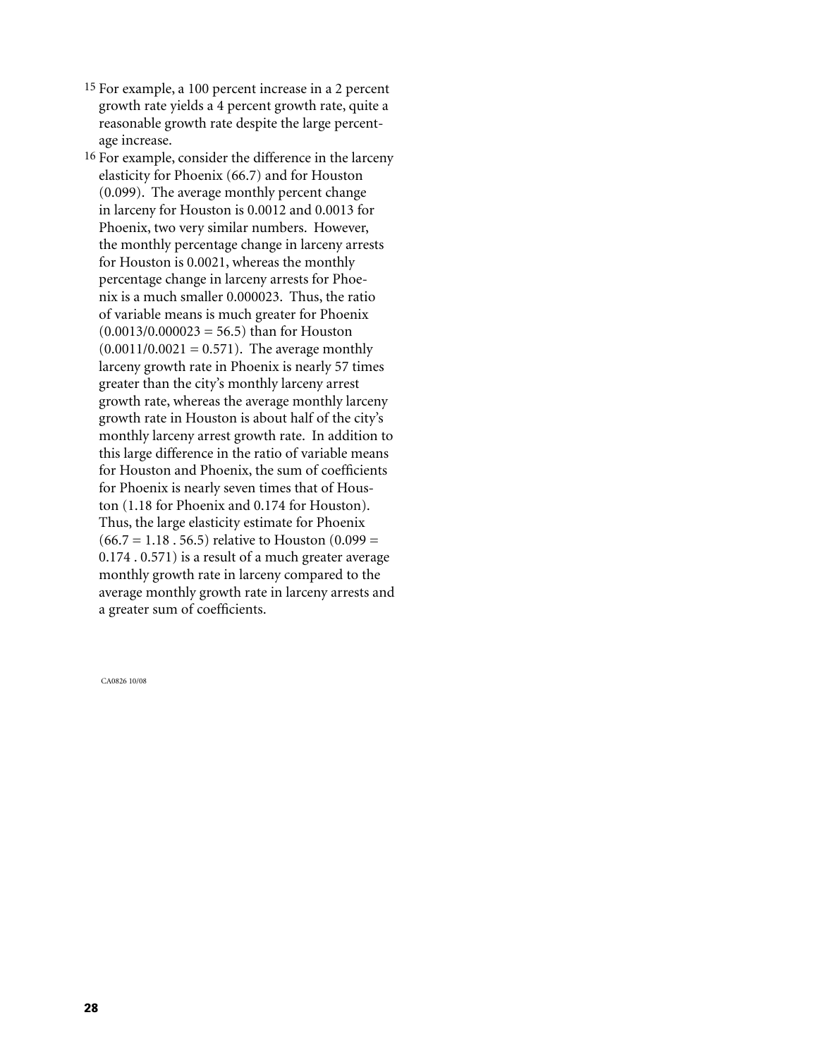15 For example, a 100 percent increase in a 2 percent growth rate yields a 4 percent growth rate, quite a reasonable growth rate despite the large percentage increase.

16 For example, consider the difference in the larceny elasticity for Phoenix (66.7) and for Houston (0.099). The average monthly percent change in larceny for Houston is 0.0012 and 0.0013 for Phoenix, two very similar numbers. However, the monthly percentage change in larceny arrests for Houston is 0.0021, whereas the monthly percentage change in larceny arrests for Phoenix is a much smaller 0.000023. Thus, the ratio of variable means is much greater for Phoenix (0.0013/0.000023 = 56.5) than for Houston (0.0011/0.0021 = 0.571). The average monthly larceny growth rate in Phoenix is nearly 57 times greater than the city's monthly larceny arrest growth rate, whereas the average monthly larceny growth rate in Houston is about half of the city's monthly larceny arrest growth rate. In addition to this large difference in the ratio of variable means for Houston and Phoenix, the sum of coefficients for Phoenix is nearly seven times that of Houston (1.18 for Phoenix and 0.174 for Houston). Thus, the large elasticity estimate for Phoenix (66.7 = 1.18 . 56.5) relative to Houston (0.099 = 0.174 . 0.571) is a result of a much greater average monthly growth rate in larceny compared to the average monthly growth rate in larceny arrests and a greater sum of coefficients.

CA0826 10/08